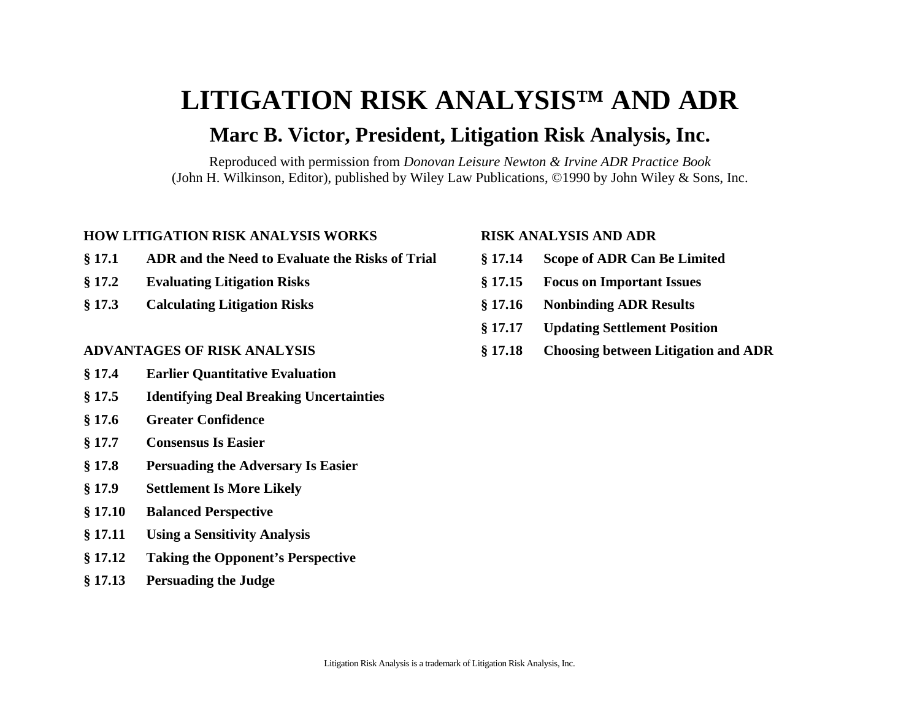# LITIGATION RISK ANALYSIS™ AND ADR

## Marc B. Victor, President, Litigation Risk Analysis, Inc.

Reproduced with permission from *Donovan Leisure Newton & Irvine ADR Practice Book*
(John H. Wilkinson, Editor), published by Wiley Law Publications, ©1990 by John Wiley & Sons, Inc.

**HOW LITIGATION RISK ANALYSIS WORKS**

**§ 17.1 ADR and the Need to Evaluate the Risks of Trial**

**§ 17.2 Evaluating Litigation Risks**

**§ 17.3 Calculating Litigation Risks**

**ADVANTAGES OF RISK ANALYSIS**

**§ 17.4 Earlier Quantitative Evaluation**

**§ 17.5 Identifying Deal Breaking Uncertainties**

**§ 17.6 Greater Confidence**

**§ 17.7 Consensus Is Easier**

**§ 17.8 Persuading the Adversary Is Easier**

**§ 17.9 Settlement Is More Likely**

**§ 17.10 Balanced Perspective**

**§ 17.11 Using a Sensitivity Analysis**

**§ 17.12 Taking the Opponent's Perspective**

**§ 17.13 Persuading the Judge**

**RISK ANALYSIS AND ADR**

**§ 17.14 Scope of ADR Can Be Limited**

**§ 17.15 Focus on Important Issues**

**§ 17.16 Nonbinding ADR Results**

**§ 17.17 Updating Settlement Position**

**§ 17.18 Choosing between Litigation and ADR**

Litigation Risk Analysis is a trademark of Litigation Risk Analysis, Inc.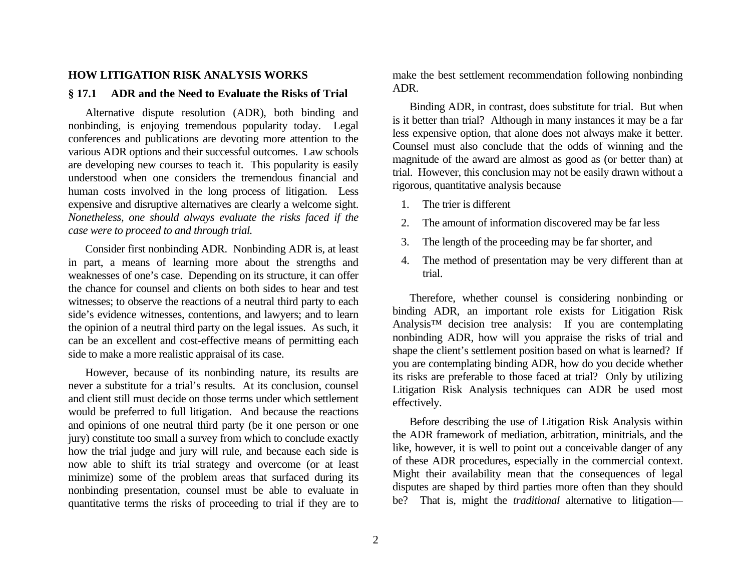# HOW LITIGATION RISK ANALYSIS WORKS

## § 17.1 ADR and the Need to Evaluate the Risks of Trial

Alternative dispute resolution (ADR), both binding and nonbinding, is enjoying tremendous popularity today. Legal conferences and publications are devoting more attention to the various ADR options and their successful outcomes. Law schools are developing new courses to teach it. This popularity is easily understood when one considers the tremendous financial and human costs involved in the long process of litigation. Less expensive and disruptive alternatives are clearly a welcome sight. *Nonetheless, one should always evaluate the risks faced if the case were to proceed to and through trial.*

Consider first nonbinding ADR. Nonbinding ADR is, at least in part, a means of learning more about the strengths and weaknesses of one's case. Depending on its structure, it can offer the chance for counsel and clients on both sides to hear and test witnesses; to observe the reactions of a neutral third party to each side's evidence witnesses, contentions, and lawyers; and to learn the opinion of a neutral third party on the legal issues. As such, it can be an excellent and cost-effective means of permitting each side to make a more realistic appraisal of its case.

However, because of its nonbinding nature, its results are never a substitute for a trial's results. At its conclusion, counsel and client still must decide on those terms under which settlement would be preferred to full litigation. And because the reactions and opinions of one neutral third party (be it one person or one jury) constitute too small a survey from which to conclude exactly how the trial judge and jury will rule, and because each side is now able to shift its trial strategy and overcome (or at least minimize) some of the problem areas that surfaced during its nonbinding presentation, counsel must be able to evaluate in quantitative terms the risks of proceeding to trial if they are to make the best settlement recommendation following nonbinding ADR.

Binding ADR, in contrast, does substitute for trial. But when is it better than trial? Although in many instances it may be a far less expensive option, that alone does not always make it better. Counsel must also conclude that the odds of winning and the magnitude of the award are almost as good as (or better than) at trial. However, this conclusion may not be easily drawn without a rigorous, quantitative analysis because

1. The trier is different
2. The amount of information discovered may be far less
3. The length of the proceeding may be far shorter, and
4. The method of presentation may be very different than at trial.

Therefore, whether counsel is considering nonbinding or binding ADR, an important role exists for Litigation Risk Analysis™ decision tree analysis: If you are contemplating nonbinding ADR, how will you appraise the risks of trial and shape the client's settlement position based on what is learned? If you are contemplating binding ADR, how do you decide whether its risks are preferable to those faced at trial? Only by utilizing Litigation Risk Analysis techniques can ADR be used most effectively.

Before describing the use of Litigation Risk Analysis within the ADR framework of mediation, arbitration, minitrials, and the like, however, it is well to point out a conceivable danger of any of these ADR procedures, especially in the commercial context. Might their availability mean that the consequences of legal disputes are shaped by third parties more often than they should be? That is, might the *traditional* alternative to litigation—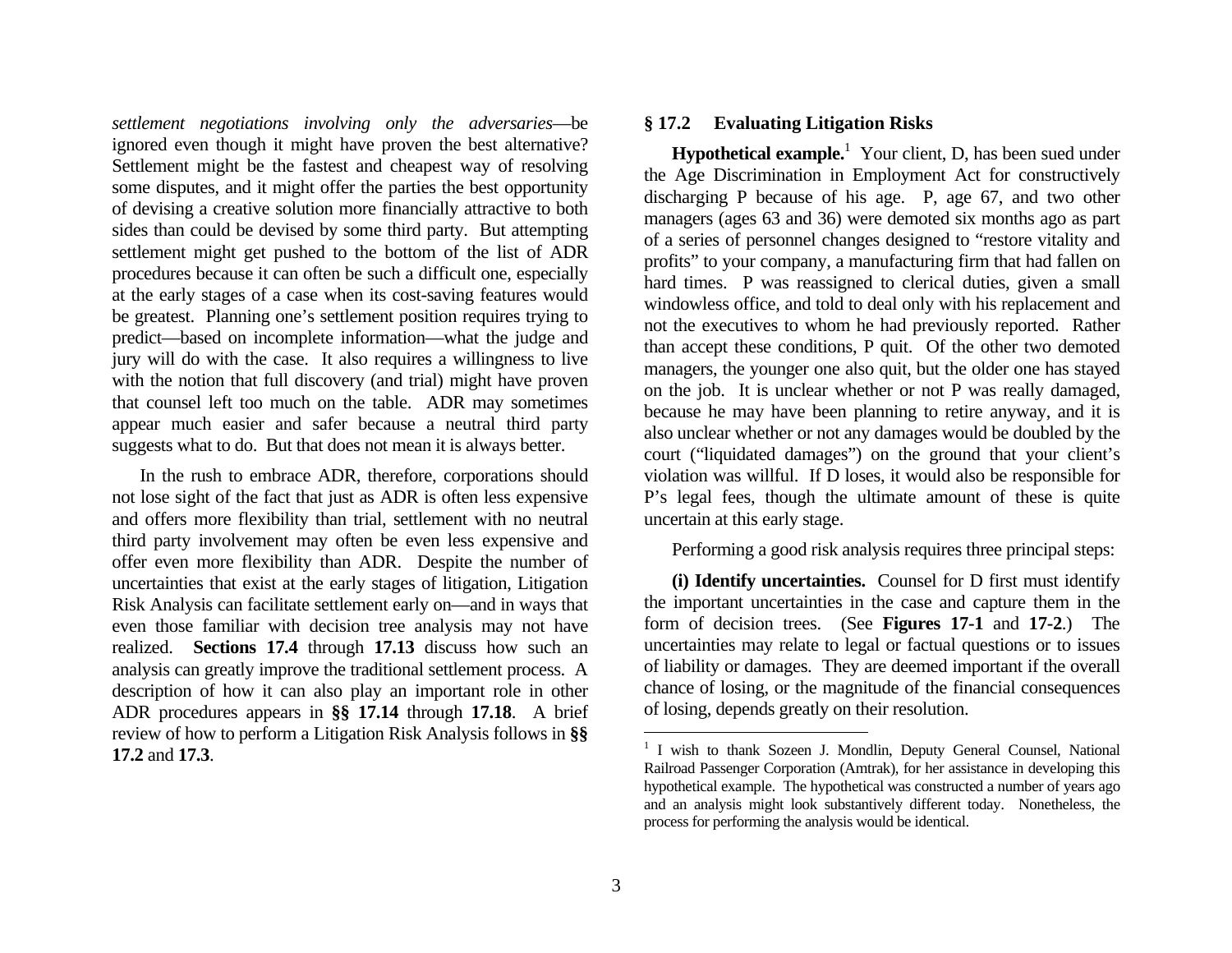*settlement negotiations involving only the adversaries*—be ignored even though it might have proven the best alternative? Settlement might be the fastest and cheapest way of resolving some disputes, and it might offer the parties the best opportunity of devising a creative solution more financially attractive to both sides than could be devised by some third party. But attempting settlement might get pushed to the bottom of the list of ADR procedures because it can often be such a difficult one, especially at the early stages of a case when its cost-saving features would be greatest. Planning one's settlement position requires trying to predict—based on incomplete information—what the judge and jury will do with the case. It also requires a willingness to live with the notion that full discovery (and trial) might have proven that counsel left too much on the table. ADR may sometimes appear much easier and safer because a neutral third party suggests what to do. But that does not mean it is always better.

In the rush to embrace ADR, therefore, corporations should not lose sight of the fact that just as ADR is often less expensive and offers more flexibility than trial, settlement with no neutral third party involvement may often be even less expensive and offer even more flexibility than ADR. Despite the number of uncertainties that exist at the early stages of litigation, Litigation Risk Analysis can facilitate settlement early on—and in ways that even those familiar with decision tree analysis may not have realized. **Sections 17.4** through **17.13** discuss how such an analysis can greatly improve the traditional settlement process. A description of how it can also play an important role in other ADR procedures appears in **§§ 17.14** through **17.18**. A brief review of how to perform a Litigation Risk Analysis follows in **§§ 17.2** and **17.3**.

## § 17.2 Evaluating Litigation Risks

**Hypothetical example.**[1] Your client, D, has been sued under the Age Discrimination in Employment Act for constructively discharging P because of his age. P, age 67, and two other managers (ages 63 and 36) were demoted six months ago as part of a series of personnel changes designed to "restore vitality and profits" to your company, a manufacturing firm that had fallen on hard times. P was reassigned to clerical duties, given a small windowless office, and told to deal only with his replacement and not the executives to whom he had previously reported. Rather than accept these conditions, P quit. Of the other two demoted managers, the younger one also quit, but the older one has stayed on the job. It is unclear whether or not P was really damaged, because he may have been planning to retire anyway, and it is also unclear whether or not any damages would be doubled by the court ("liquidated damages") on the ground that your client's violation was willful. If D loses, it would also be responsible for P's legal fees, though the ultimate amount of these is quite uncertain at this early stage.

Performing a good risk analysis requires three principal steps:

**(i) Identify uncertainties.** Counsel for D first must identify the important uncertainties in the case and capture them in the form of decision trees. (See **Figures 17-1** and **17-2**.) The uncertainties may relate to legal or factual questions or to issues of liability or damages. They are deemed important if the overall chance of losing, or the magnitude of the financial consequences of losing, depends greatly on their resolution.

[1] I wish to thank Sozeen J. Mondlin, Deputy General Counsel, National Railroad Passenger Corporation (Amtrak), for her assistance in developing this hypothetical example. The hypothetical was constructed a number of years ago and an analysis might look substantively different today. Nonetheless, the process for performing the analysis would be identical.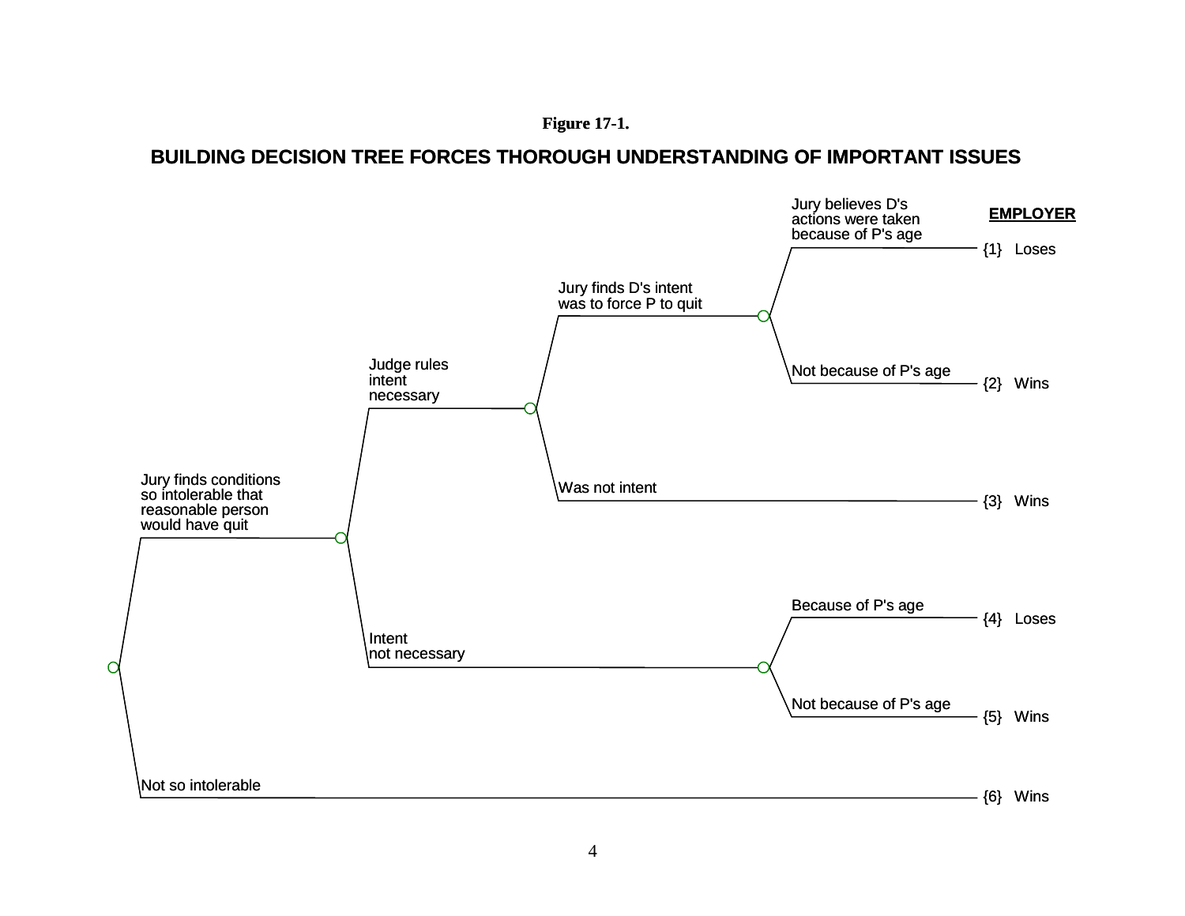**Figure 17-1.**

## BUILDING DECISION TREE FORCES THOROUGH UNDERSTANDING OF IMPORTANT ISSUES

**EMPLOYER**

Jury finds conditions so intolerable that reasonable person would have quit

Judge rules intent necessary

Jury finds D's intent was to force P to quit

Jury believes D's actions were taken because of P's age

{1} Loses

Not because of P's age

{2} Wins

Was not intent

{3} Wins

Intent not necessary

Because of P's age

{4} Loses

Not because of P's age

{5} Wins

Not so intolerable

{6} Wins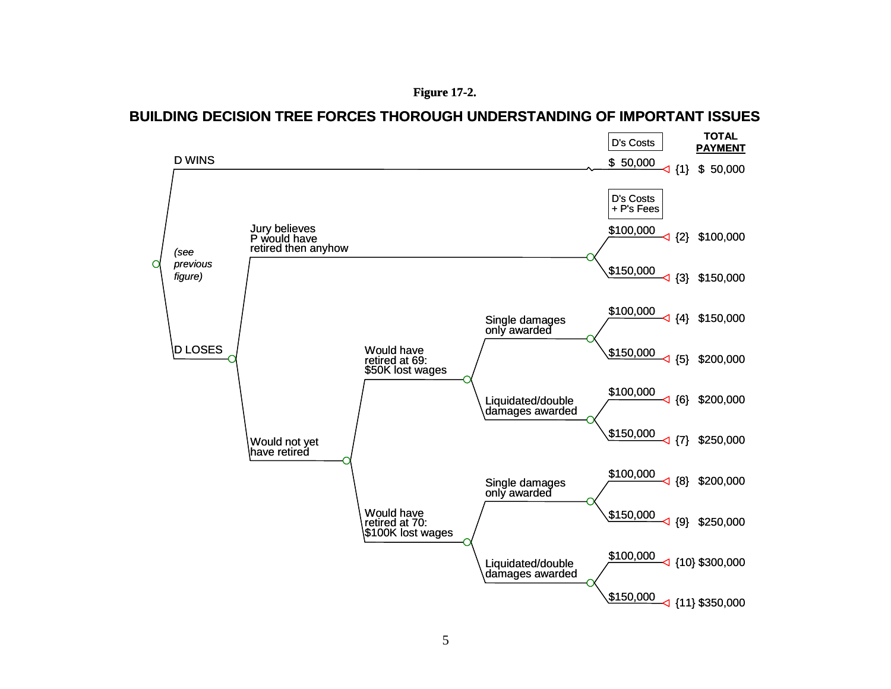**Figure 17-2.**

## BUILDING DECISION TREE FORCES THOROUGH UNDERSTANDING OF IMPORTANT ISSUES

D's Costs

TOTAL PAYMENT

D WINS

$ 50,000 {1} $ 50,000

(see previous figure)

D's Costs + P's Fees

Jury believes P would have retired then anyhow

$100,000 {2} $100,000

$150,000 {3} $150,000

D LOSES

Would not yet have retired

Would have retired at 69: $50K lost wages

Single damages only awarded

$100,000 {4} $150,000

$150,000 {5} $200,000

Liquidated/double damages awarded

$100,000 {6} $200,000

$150,000 {7} $250,000

Would have retired at 70: $100K lost wages

Single damages only awarded

$100,000 {8} $200,000

$150,000 {9} $250,000

Liquidated/double damages awarded

$100,000 {10} $300,000

$150,000 {11} $350,000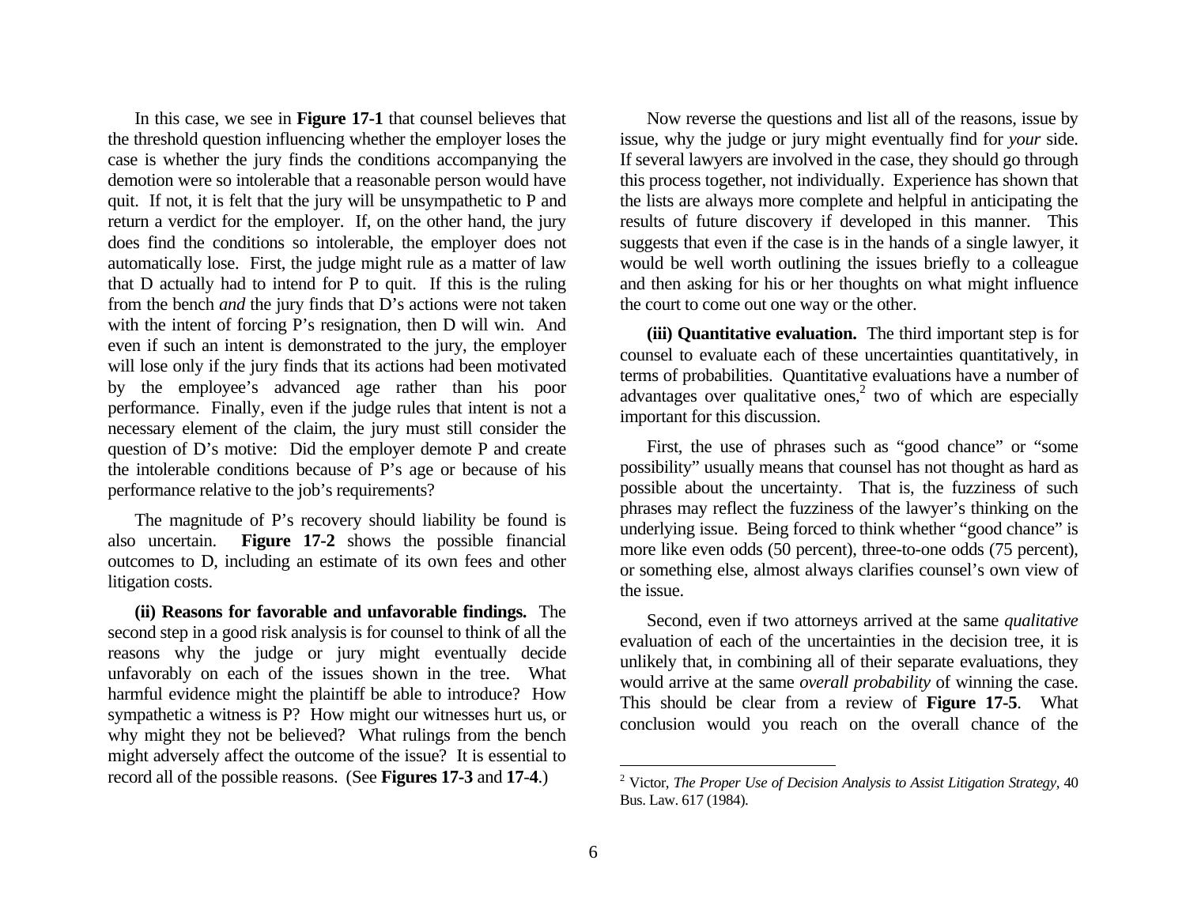In this case, we see in **Figure 17-1** that counsel believes that the threshold question influencing whether the employer loses the case is whether the jury finds the conditions accompanying the demotion were so intolerable that a reasonable person would have quit. If not, it is felt that the jury will be unsympathetic to P and return a verdict for the employer. If, on the other hand, the jury does find the conditions so intolerable, the employer does not automatically lose. First, the judge might rule as a matter of law that D actually had to intend for P to quit. If this is the ruling from the bench *and* the jury finds that D's actions were not taken with the intent of forcing P's resignation, then D will win. And even if such an intent is demonstrated to the jury, the employer will lose only if the jury finds that its actions had been motivated by the employee's advanced age rather than his poor performance. Finally, even if the judge rules that intent is not a necessary element of the claim, the jury must still consider the question of D's motive: Did the employer demote P and create the intolerable conditions because of P's age or because of his performance relative to the job's requirements?

The magnitude of P's recovery should liability be found is also uncertain. **Figure 17-2** shows the possible financial outcomes to D, including an estimate of its own fees and other litigation costs.

**(ii) Reasons for favorable and unfavorable findings.** The second step in a good risk analysis is for counsel to think of all the reasons why the judge or jury might eventually decide unfavorably on each of the issues shown in the tree. What harmful evidence might the plaintiff be able to introduce? How sympathetic a witness is P? How might our witnesses hurt us, or why might they not be believed? What rulings from the bench might adversely affect the outcome of the issue? It is essential to record all of the possible reasons. (See **Figures 17-3** and **17-4**.)

Now reverse the questions and list all of the reasons, issue by issue, why the judge or jury might eventually find for *your* side. If several lawyers are involved in the case, they should go through this process together, not individually. Experience has shown that the lists are always more complete and helpful in anticipating the results of future discovery if developed in this manner. This suggests that even if the case is in the hands of a single lawyer, it would be well worth outlining the issues briefly to a colleague and then asking for his or her thoughts on what might influence the court to come out one way or the other.

**(iii) Quantitative evaluation.** The third important step is for counsel to evaluate each of these uncertainties quantitatively, in terms of probabilities. Quantitative evaluations have a number of advantages over qualitative ones,[2] two of which are especially important for this discussion.

First, the use of phrases such as "good chance" or "some possibility" usually means that counsel has not thought as hard as possible about the uncertainty. That is, the fuzziness of such phrases may reflect the fuzziness of the lawyer's thinking on the underlying issue. Being forced to think whether "good chance" is more like even odds (50 percent), three-to-one odds (75 percent), or something else, almost always clarifies counsel's own view of the issue.

Second, even if two attorneys arrived at the same *qualitative* evaluation of each of the uncertainties in the decision tree, it is unlikely that, in combining all of their separate evaluations, they would arrive at the same *overall probability* of winning the case. This should be clear from a review of **Figure 17-5**. What conclusion would you reach on the overall chance of the

---

[2] Victor, *The Proper Use of Decision Analysis to Assist Litigation Strategy*, 40 Bus. Law. 617 (1984).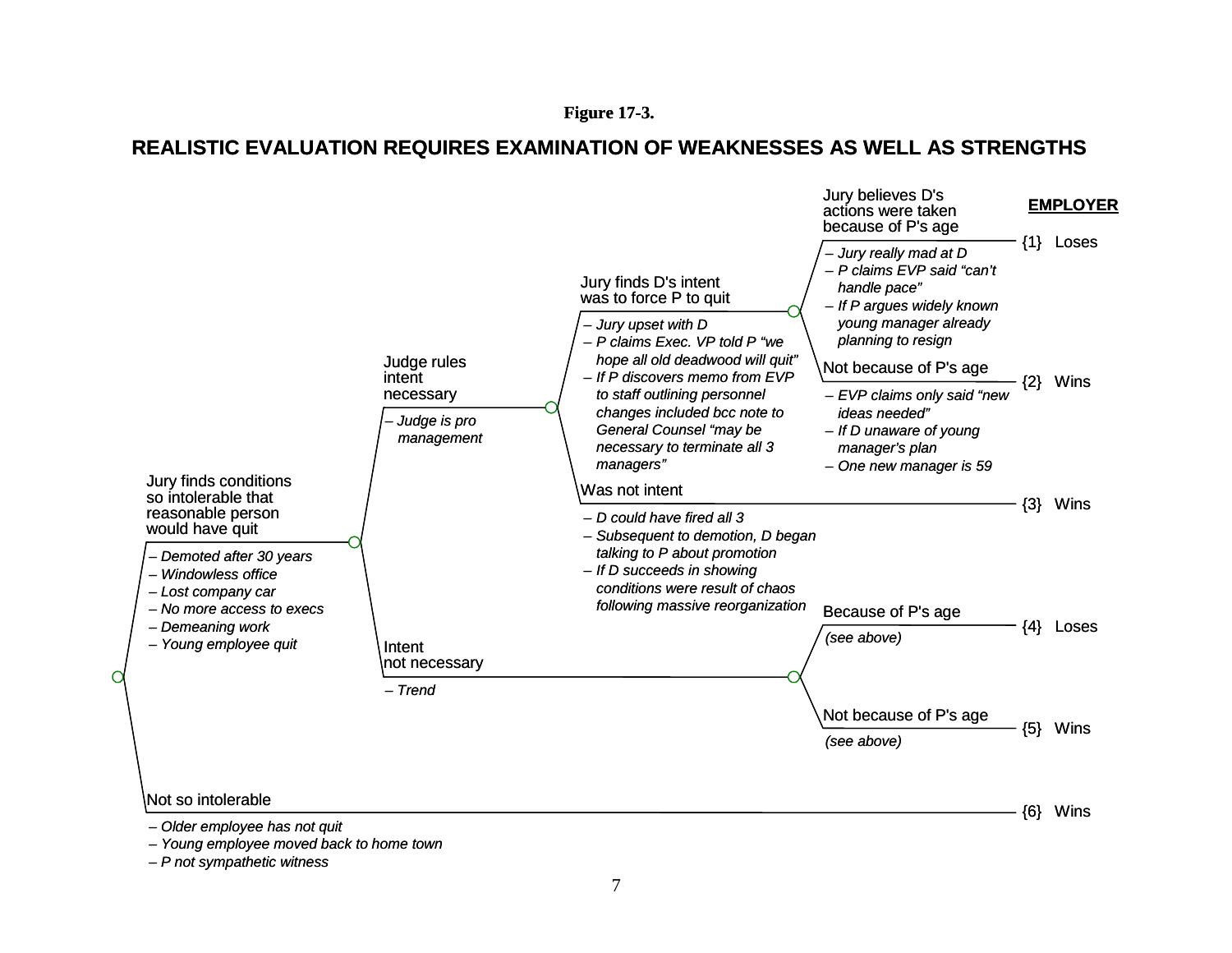**Figure 17-3.**

## REALISTIC EVALUATION REQUIRES EXAMINATION OF WEAKNESSES AS WELL AS STRENGTHS

**EMPLOYER**

Jury finds conditions so intolerable that reasonable person would have quit

- Demoted after 30 years
- Windowless office
- Lost company car
- No more access to execs
- Demeaning work
- Young employee quit

Judge rules intent necessary

- Judge is pro management

Jury finds D's intent was to force P to quit

- Jury upset with D
- P claims Exec. VP told P "we hope all old deadwood will quit"
- If P discovers memo from EVP to staff outlining personnel changes included bcc note to General Counsel "may be necessary to terminate all 3 managers"

Jury believes D's actions were taken because of P's age

- Jury really mad at D
- P claims EVP said "can't handle pace"
- If P argues widely known young manager already planning to resign

{1} Loses

Not because of P's age

- EVP claims only said "new ideas needed"
- If D unaware of young manager's plan
- One new manager is 59

{2} Wins

Was not intent

- D could have fired all 3
- Subsequent to demotion, D began talking to P about promotion
- If D succeeds in showing conditions were result of chaos following massive reorganization

{3} Wins

Intent not necessary

- Trend

Because of P's age

(see above)

{4} Loses

Not because of P's age

(see above)

{5} Wins

Not so intolerable

- Older employee has not quit
- Young employee moved back to home town
- P not sympathetic witness

{6} Wins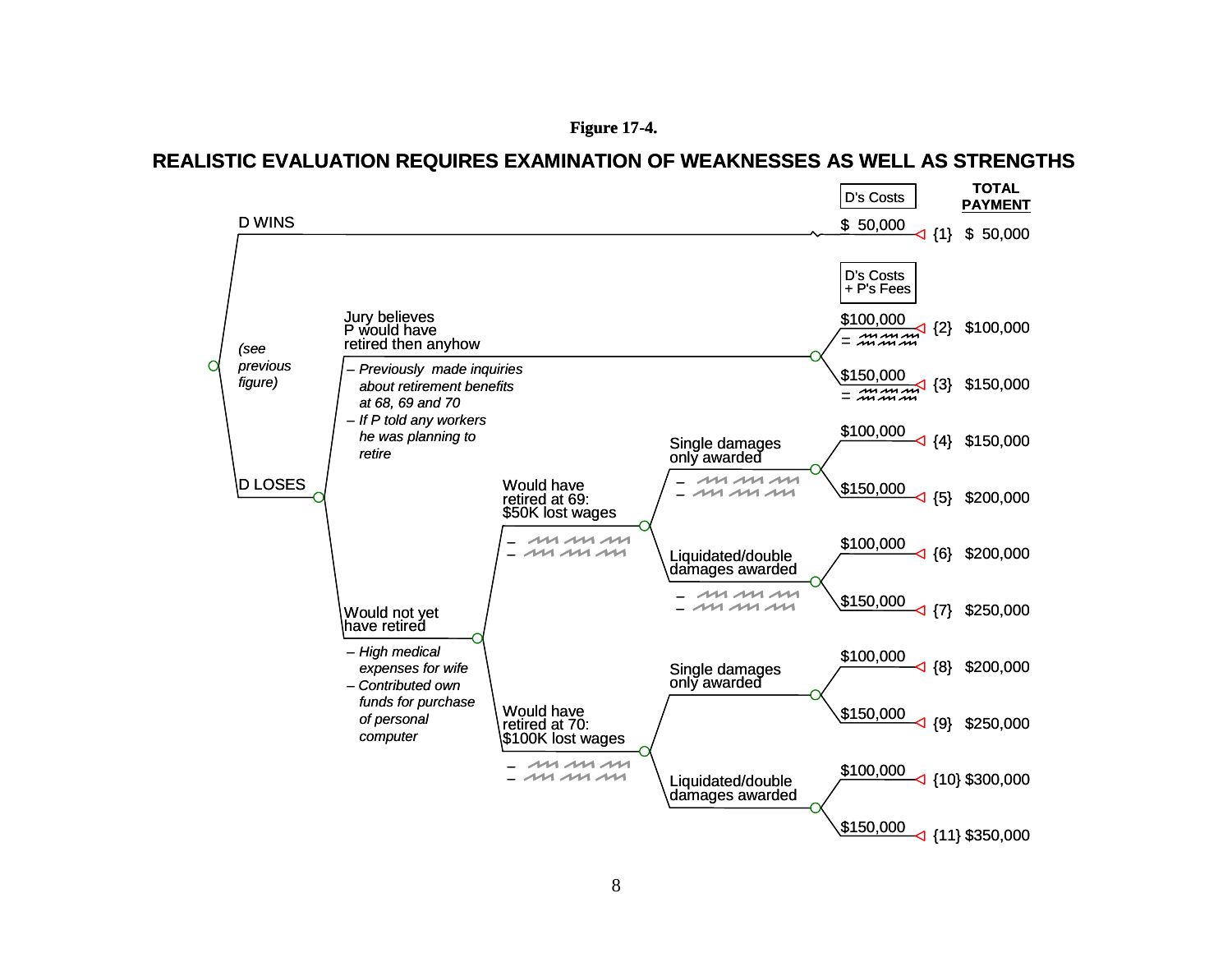**Figure 17-4.**

## REALISTIC EVALUATION REQUIRES EXAMINATION OF WEAKNESSES AS WELL AS STRENGTHS

D WINS

D's Costs

$ 50,000 {1} $ 50,000

TOTAL PAYMENT

*(see previous figure)*

D LOSES

D's Costs + P's Fees

Jury believes P would have retired then anyhow

*– Previously made inquiries about retirement benefits at 68, 69 and 70*

*– If P told any workers he was planning to retire*

$100,000 {2} $100,000

$150,000 {3} $150,000

Would not yet have retired

*– High medical expenses for wife*

*– Contributed own funds for purchase of personal computer*

Would have retired at 69: $50K lost wages

Single damages only awarded

$100,000 {4} $150,000

$150,000 {5} $200,000

Liquidated/double damages awarded

$100,000 {6} $200,000

$150,000 {7} $250,000

Would have retired at 70: $100K lost wages

Single damages only awarded

$100,000 {8} $200,000

$150,000 {9} $250,000

Liquidated/double damages awarded

$100,000 {10} $300,000

$150,000 {11} $350,000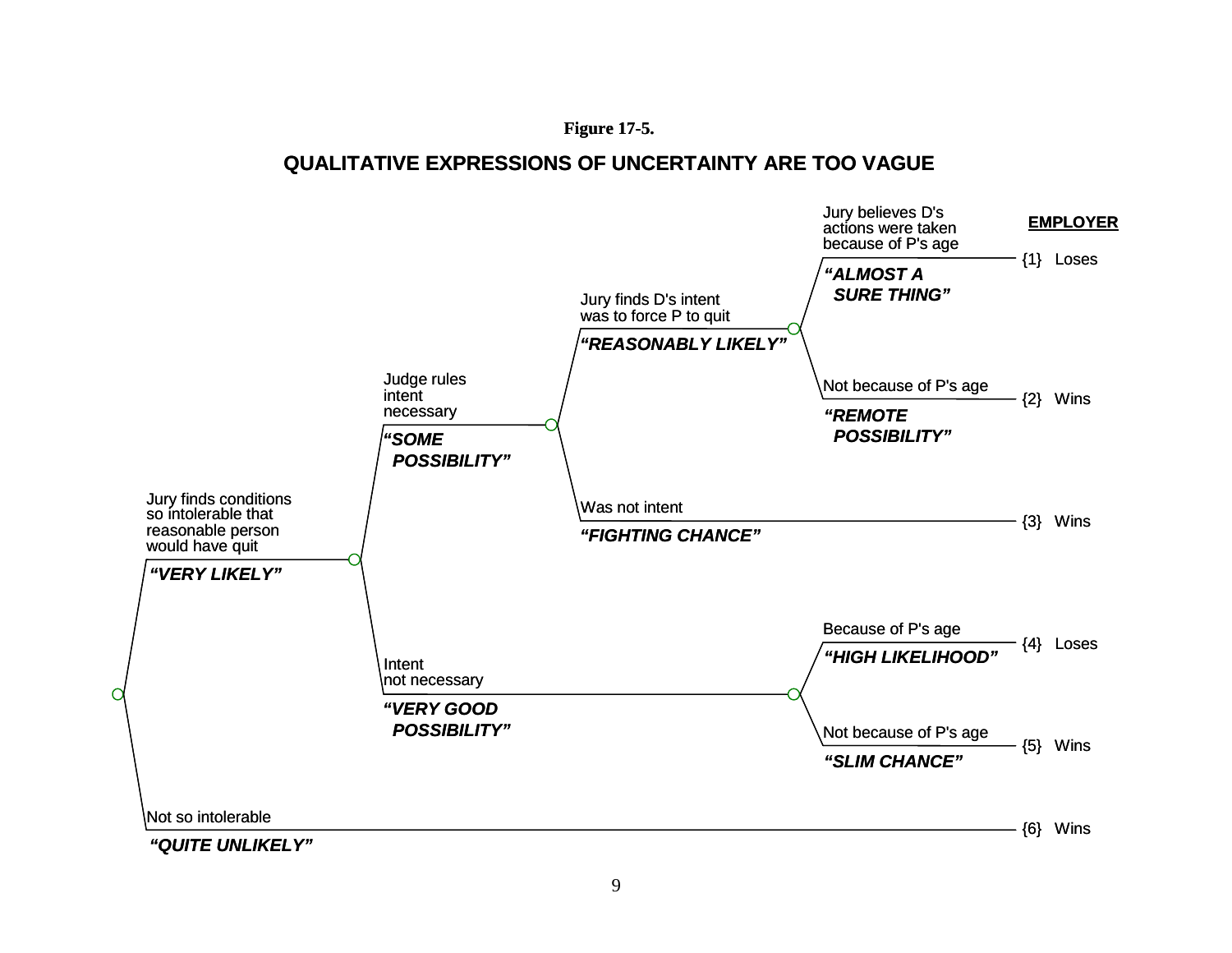**Figure 17-5.**

## QUALITATIVE EXPRESSIONS OF UNCERTAINTY ARE TOO VAGUE

Jury finds conditions so intolerable that reasonable person would have quit
***"VERY LIKELY"***

Judge rules intent necessary
***"SOME POSSIBILITY"***

Jury finds D's intent was to force P to quit
***"REASONABLY LIKELY"***

Jury believes D's actions were taken because of P's age
***"ALMOST A SURE THING"***

Not because of P's age
***"REMOTE POSSIBILITY"***

Was not intent
***"FIGHTING CHANCE"***

Intent not necessary
***"VERY GOOD POSSIBILITY"***

Because of P's age
***"HIGH LIKELIHOOD"***

Not because of P's age
***"SLIM CHANCE"***

Not so intolerable
***"QUITE UNLIKELY"***

**EMPLOYER**

{1} Loses

{2} Wins

{3} Wins

{4} Loses

{5} Wins

{6} Wins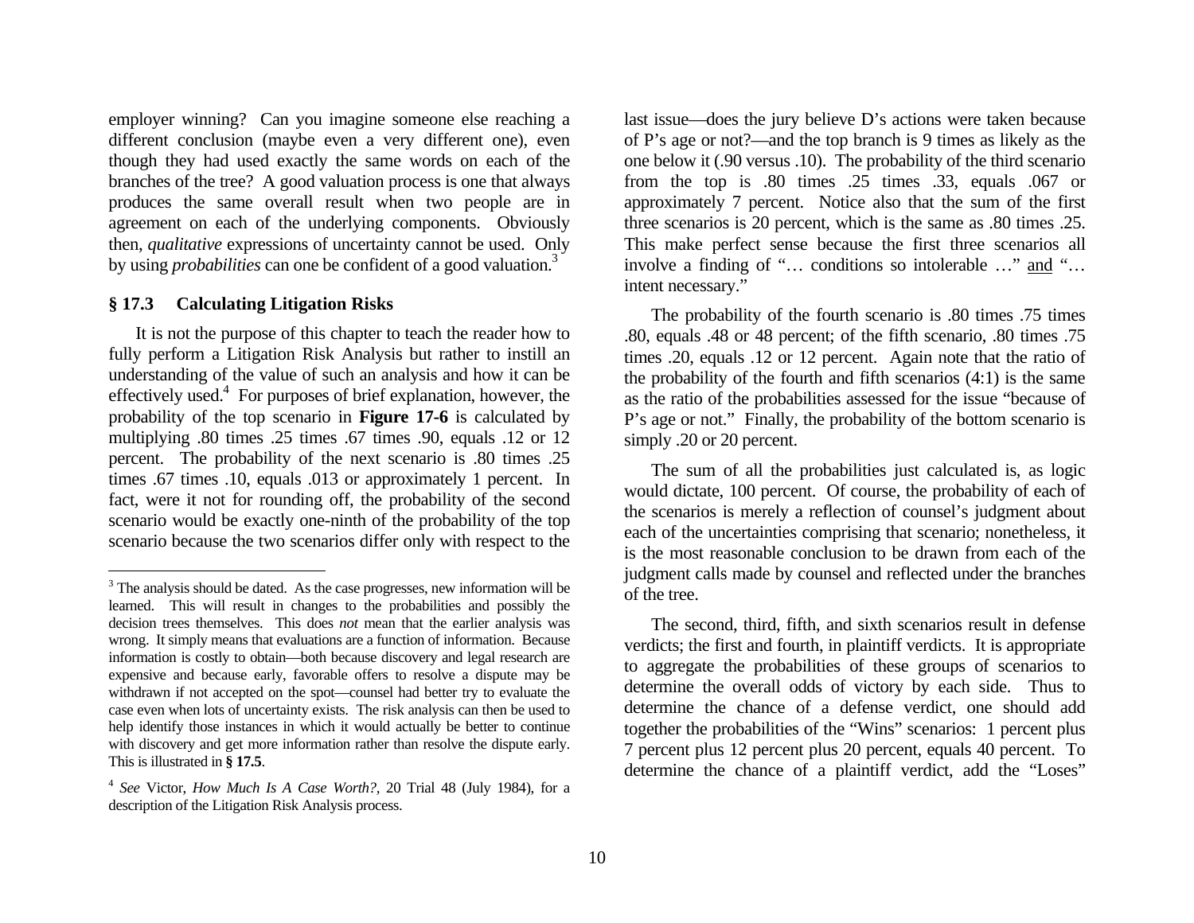employer winning? Can you imagine someone else reaching a different conclusion (maybe even a very different one), even though they had used exactly the same words on each of the branches of the tree? A good valuation process is one that always produces the same overall result when two people are in agreement on each of the underlying components. Obviously then, *qualitative* expressions of uncertainty cannot be used. Only by using *probabilities* can one be confident of a good valuation.[3]

## § 17.3 Calculating Litigation Risks

It is not the purpose of this chapter to teach the reader how to fully perform a Litigation Risk Analysis but rather to instill an understanding of the value of such an analysis and how it can be effectively used.[4] For purposes of brief explanation, however, the probability of the top scenario in **Figure 17-6** is calculated by multiplying .80 times .25 times .67 times .90, equals .12 or 12 percent. The probability of the next scenario is .80 times .25 times .67 times .10, equals .013 or approximately 1 percent. In fact, were it not for rounding off, the probability of the second scenario would be exactly one-ninth of the probability of the top scenario because the two scenarios differ only with respect to the last issue—does the jury believe D's actions were taken because of P's age or not?—and the top branch is 9 times as likely as the one below it (.90 versus .10). The probability of the third scenario from the top is .80 times .25 times .33, equals .067 or approximately 7 percent. Notice also that the sum of the first three scenarios is 20 percent, which is the same as .80 times .25. This make perfect sense because the first three scenarios all involve a finding of "… conditions so intolerable …" and "… intent necessary."

The probability of the fourth scenario is .80 times .75 times .80, equals .48 or 48 percent; of the fifth scenario, .80 times .75 times .20, equals .12 or 12 percent. Again note that the ratio of the probability of the fourth and fifth scenarios (4:1) is the same as the ratio of the probabilities assessed for the issue "because of P's age or not." Finally, the probability of the bottom scenario is simply .20 or 20 percent.

The sum of all the probabilities just calculated is, as logic would dictate, 100 percent. Of course, the probability of each of the scenarios is merely a reflection of counsel's judgment about each of the uncertainties comprising that scenario; nonetheless, it is the most reasonable conclusion to be drawn from each of the judgment calls made by counsel and reflected under the branches of the tree.

The second, third, fifth, and sixth scenarios result in defense verdicts; the first and fourth, in plaintiff verdicts. It is appropriate to aggregate the probabilities of these groups of scenarios to determine the overall odds of victory by each side. Thus to determine the chance of a defense verdict, one should add together the probabilities of the "Wins" scenarios: 1 percent plus 7 percent plus 12 percent plus 20 percent, equals 40 percent. To determine the chance of a plaintiff verdict, add the "Loses"

---

[3] The analysis should be dated. As the case progresses, new information will be learned. This will result in changes to the probabilities and possibly the decision trees themselves. This does *not* mean that the earlier analysis was wrong. It simply means that evaluations are a function of information. Because information is costly to obtain—both because discovery and legal research are expensive and because early, favorable offers to resolve a dispute may be withdrawn if not accepted on the spot—counsel had better try to evaluate the case even when lots of uncertainty exists. The risk analysis can then be used to help identify those instances in which it would actually be better to continue with discovery and get more information rather than resolve the dispute early. This is illustrated in **§ 17.5**.

[4] *See* Victor, *How Much Is A Case Worth?*, 20 Trial 48 (July 1984), for a description of the Litigation Risk Analysis process.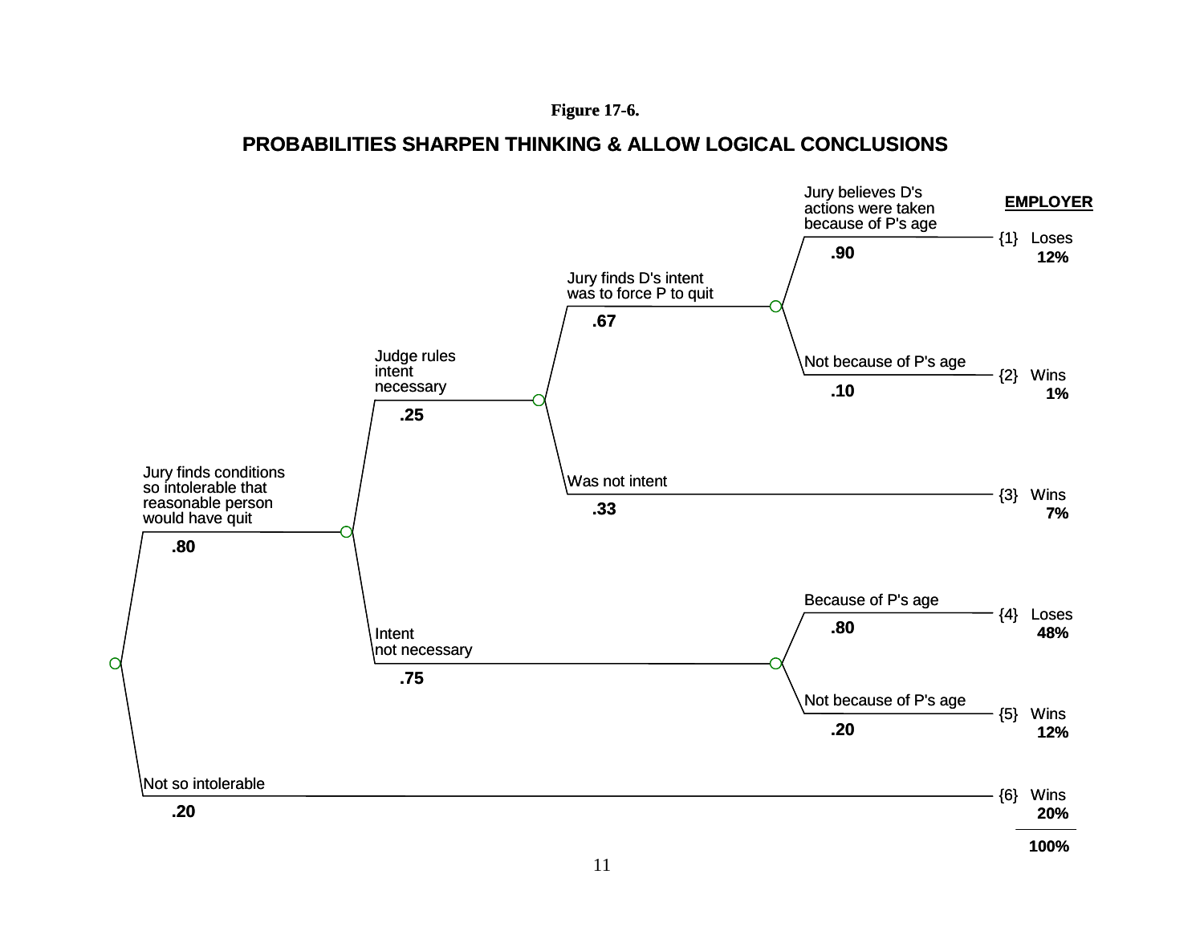**Figure 17-6.**

## PROBABILITIES SHARPEN THINKING & ALLOW LOGICAL CONCLUSIONS

EMPLOYER

Jury finds conditions so intolerable that reasonable person would have quit
.80

Judge rules intent necessary
.25

Jury finds D's intent was to force P to quit
.67

Jury believes D's actions were taken because of P's age
.90
{1} Loses 12%

Not because of P's age
.10
{2} Wins 1%

Was not intent
.33
{3} Wins 7%

Intent not necessary
.75

Because of P's age
.80
{4} Loses 48%

Not because of P's age
.20
{5} Wins 12%

Not so intolerable
.20
{6} Wins 20%

100%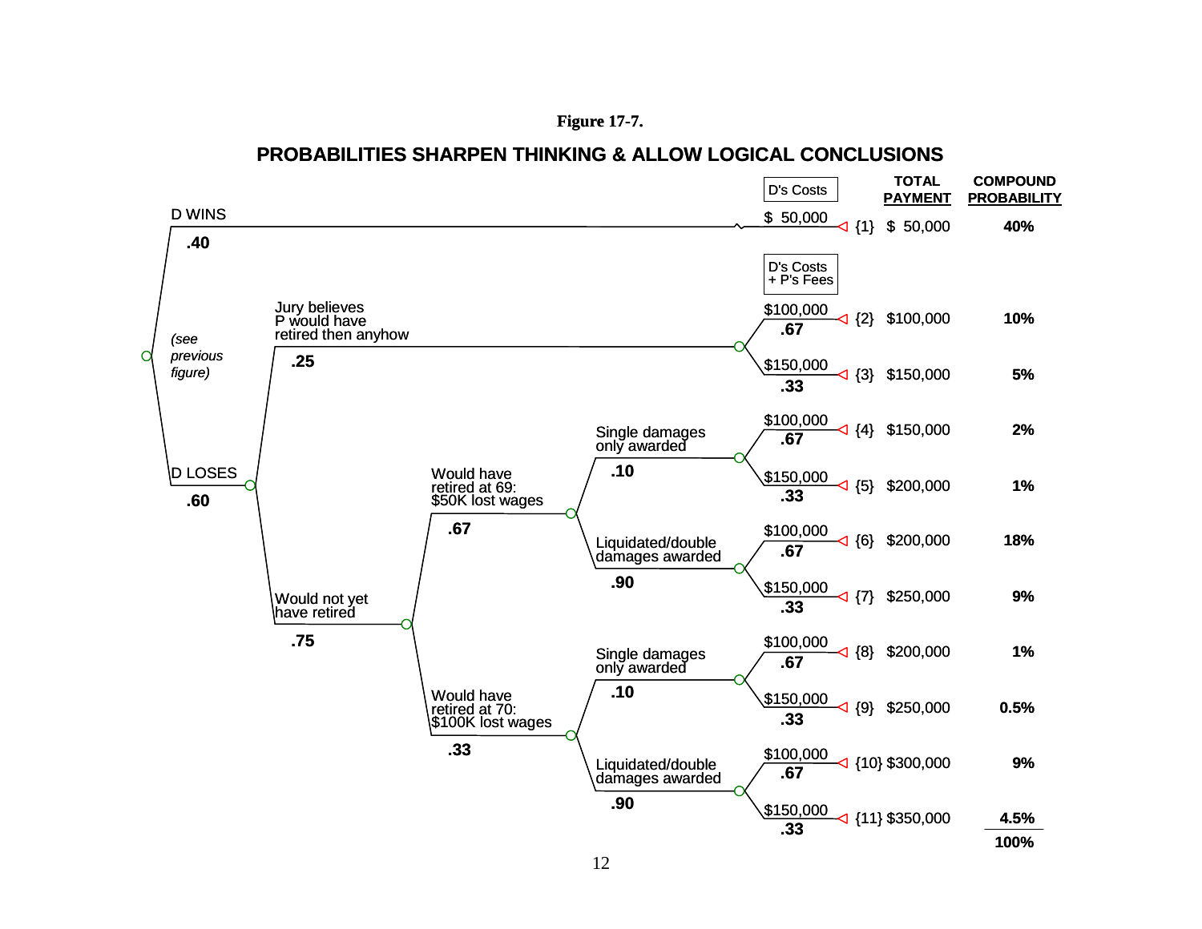**Figure 17-7.**

## PROBABILITIES SHARPEN THINKING & ALLOW LOGICAL CONCLUSIONS

D's Costs

TOTAL PAYMENT

COMPOUND PROBABILITY

D WINS

.40

$ 50,000 {1} $ 50,000 40%

D's Costs + P's Fees

(see previous figure)

Jury believes P would have retired then anyhow

.25

$100,000 .67 {2} $100,000 10%

$150,000 .33 {3} $150,000 5%

D LOSES

.60

Would not yet have retired

.75

Would have retired at 69: $50K lost wages

.67

Single damages only awarded

.10

$100,000 .67 {4} $150,000 2%

$150,000 .33 {5} $200,000 1%

Liquidated/double damages awarded

.90

$100,000 .67 {6} $200,000 18%

$150,000 .33 {7} $250,000 9%

Would have retired at 70: $100K lost wages

.33

Single damages only awarded

.10

$100,000 .67 {8} $200,000 1%

$150,000 .33 {9} $250,000 0.5%

Liquidated/double damages awarded

.90

$100,000 .67 {10} $300,000 9%

$150,000 .33 {11} $350,000 4.5%

100%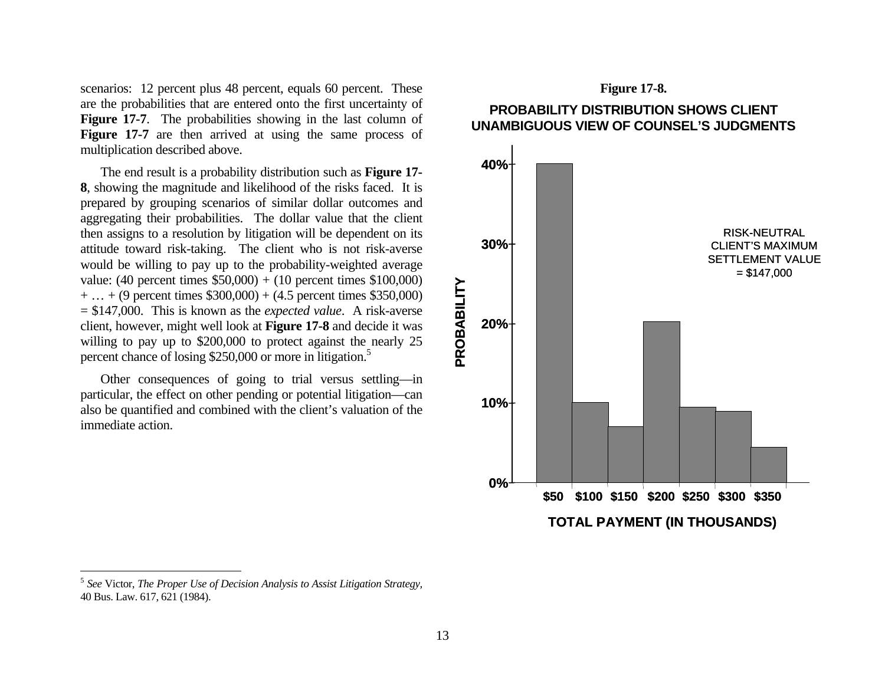scenarios: 12 percent plus 48 percent, equals 60 percent. These are the probabilities that are entered onto the first uncertainty of **Figure 17-7**. The probabilities showing in the last column of **Figure 17-7** are then arrived at using the same process of multiplication described above.

The end result is a probability distribution such as **Figure 17-8**, showing the magnitude and likelihood of the risks faced. It is prepared by grouping scenarios of similar dollar outcomes and aggregating their probabilities. The dollar value that the client then assigns to a resolution by litigation will be dependent on its attitude toward risk-taking. The client who is not risk-averse would be willing to pay up to the probability-weighted average value: (40 percent times \$50,000) + (10 percent times \$100,000) + … + (9 percent times \$300,000) + (4.5 percent times \$350,000) = \$147,000. This is known as the *expected value*. A risk-averse client, however, might well look at **Figure 17-8** and decide it was willing to pay up to \$200,000 to protect against the nearly 25 percent chance of losing \$250,000 or more in litigation.[5]

Other consequences of going to trial versus settling—in particular, the effect on other pending or potential litigation—can also be quantified and combined with the client's valuation of the immediate action.

**Figure 17-8.**

**PROBABILITY DISTRIBUTION SHOWS CLIENT UNAMBIGUOUS VIEW OF COUNSEL'S JUDGMENTS**

PROBABILITY

40%
30%
20%
10%
0%

RISK-NEUTRAL CLIENT'S MAXIMUM SETTLEMENT VALUE = \$147,000

\$50 \$100 \$150 \$200 \$250 \$300 \$350

TOTAL PAYMENT (IN THOUSANDS)

---

[5] *See* Victor, *The Proper Use of Decision Analysis to Assist Litigation Strategy*, 40 Bus. Law. 617, 621 (1984).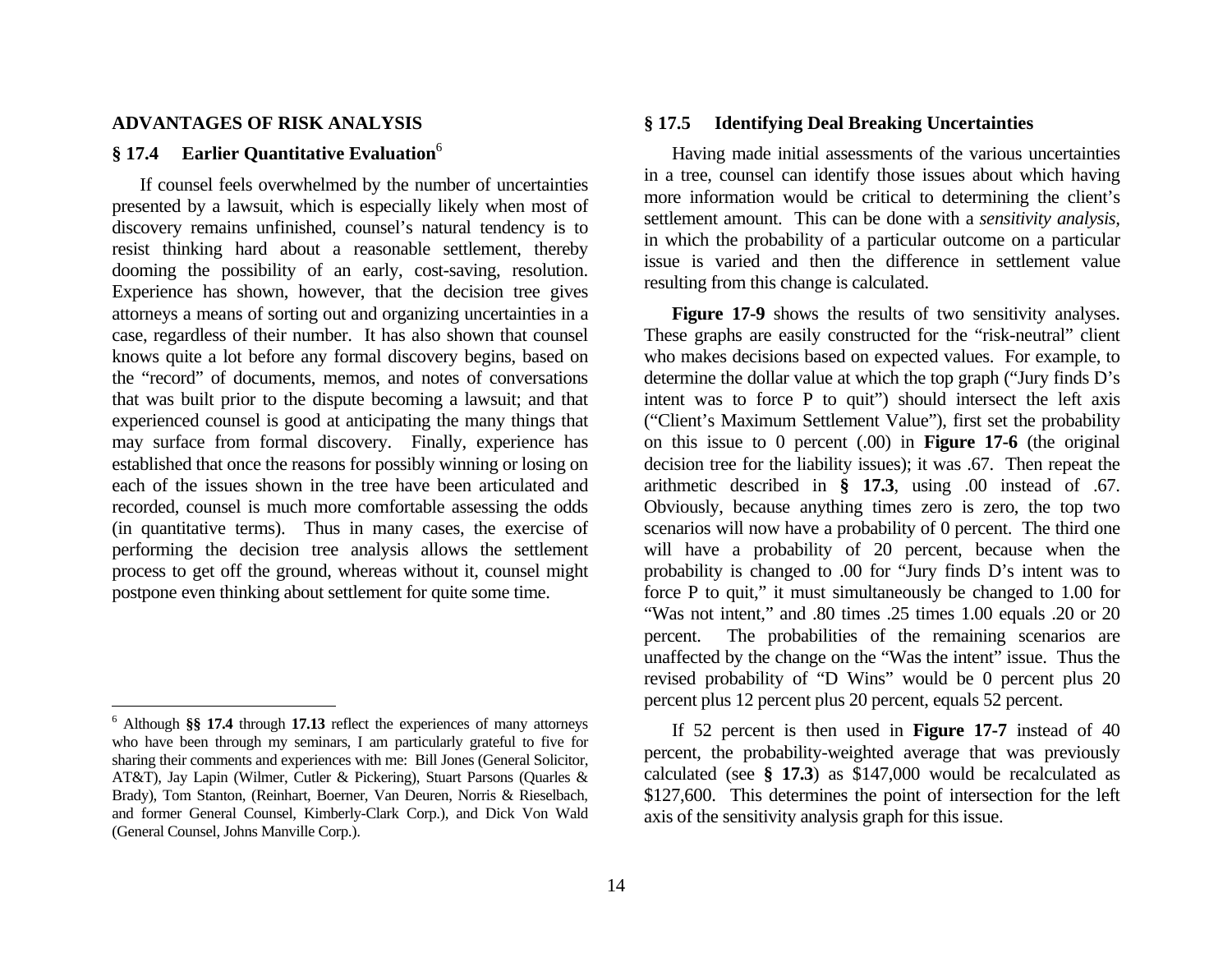## ADVANTAGES OF RISK ANALYSIS

### § 17.4 Earlier Quantitative Evaluation[6]

If counsel feels overwhelmed by the number of uncertainties presented by a lawsuit, which is especially likely when most of discovery remains unfinished, counsel's natural tendency is to resist thinking hard about a reasonable settlement, thereby dooming the possibility of an early, cost-saving, resolution. Experience has shown, however, that the decision tree gives attorneys a means of sorting out and organizing uncertainties in a case, regardless of their number. It has also shown that counsel knows quite a lot before any formal discovery begins, based on the "record" of documents, memos, and notes of conversations that was built prior to the dispute becoming a lawsuit; and that experienced counsel is good at anticipating the many things that may surface from formal discovery. Finally, experience has established that once the reasons for possibly winning or losing on each of the issues shown in the tree have been articulated and recorded, counsel is much more comfortable assessing the odds (in quantitative terms). Thus in many cases, the exercise of performing the decision tree analysis allows the settlement process to get off the ground, whereas without it, counsel might postpone even thinking about settlement for quite some time.

[6] Although **§§ 17.4** through **17.13** reflect the experiences of many attorneys who have been through my seminars, I am particularly grateful to five for sharing their comments and experiences with me: Bill Jones (General Solicitor, AT&T), Jay Lapin (Wilmer, Cutler & Pickering), Stuart Parsons (Quarles & Brady), Tom Stanton, (Reinhart, Boerner, Van Deuren, Norris & Rieselbach, and former General Counsel, Kimberly-Clark Corp.), and Dick Von Wald (General Counsel, Johns Manville Corp.).

### § 17.5 Identifying Deal Breaking Uncertainties

Having made initial assessments of the various uncertainties in a tree, counsel can identify those issues about which having more information would be critical to determining the client's settlement amount. This can be done with a *sensitivity analysis*, in which the probability of a particular outcome on a particular issue is varied and then the difference in settlement value resulting from this change is calculated.

**Figure 17-9** shows the results of two sensitivity analyses. These graphs are easily constructed for the "risk-neutral" client who makes decisions based on expected values. For example, to determine the dollar value at which the top graph ("Jury finds D's intent was to force P to quit") should intersect the left axis ("Client's Maximum Settlement Value"), first set the probability on this issue to 0 percent (.00) in **Figure 17-6** (the original decision tree for the liability issues); it was .67. Then repeat the arithmetic described in **§ 17.3**, using .00 instead of .67. Obviously, because anything times zero is zero, the top two scenarios will now have a probability of 0 percent. The third one will have a probability of 20 percent, because when the probability is changed to .00 for "Jury finds D's intent was to force P to quit," it must simultaneously be changed to 1.00 for "Was not intent," and .80 times .25 times 1.00 equals .20 or 20 percent. The probabilities of the remaining scenarios are unaffected by the change on the "Was the intent" issue. Thus the revised probability of "D Wins" would be 0 percent plus 20 percent plus 12 percent plus 20 percent, equals 52 percent.

If 52 percent is then used in **Figure 17-7** instead of 40 percent, the probability-weighted average that was previously calculated (see **§ 17.3**) as \$147,000 would be recalculated as \$127,600. This determines the point of intersection for the left axis of the sensitivity analysis graph for this issue.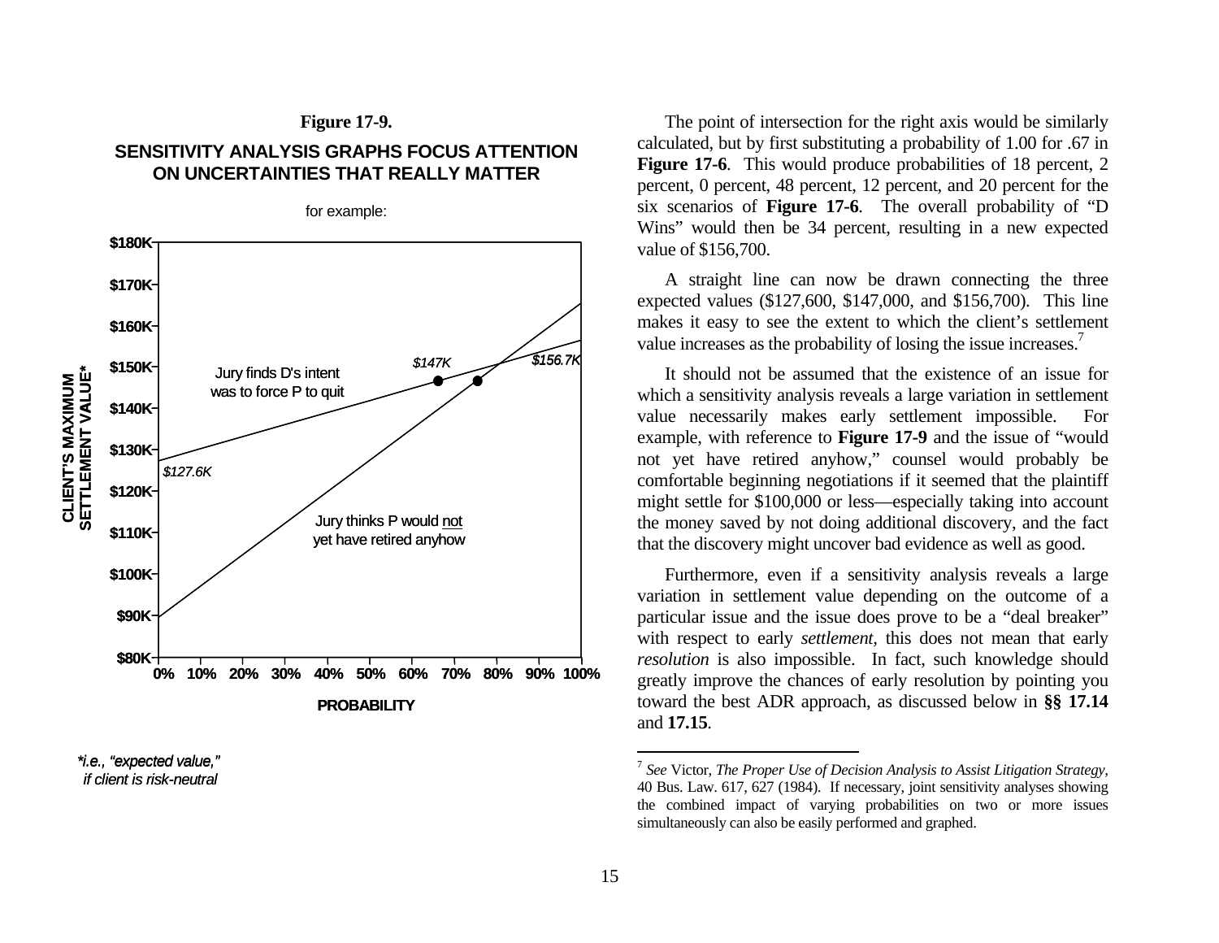**Figure 17-9.**

**SENSITIVITY ANALYSIS GRAPHS FOCUS ATTENTION ON UNCERTAINTIES THAT REALLY MATTER**

for example:

$180K
$170K
$160K
$150K
$140K
$130K
$120K
$110K
$100K
$90K
$80K

CLIENT'S MAXIMUM SETTLEMENT VALUE*

0% 10% 20% 30% 40% 50% 60% 70% 80% 90% 100%

PROBABILITY

Jury finds D's intent was to force P to quit

Jury thinks P would not yet have retired anyhow

$127.6K

$147K

$156.7K

*i.e., "expected value," if client is risk-neutral

The point of intersection for the right axis would be similarly calculated, but by first substituting a probability of 1.00 for .67 in **Figure 17-6**. This would produce probabilities of 18 percent, 2 percent, 0 percent, 48 percent, 12 percent, and 20 percent for the six scenarios of **Figure 17-6**. The overall probability of "D Wins" would then be 34 percent, resulting in a new expected value of $156,700.

A straight line can now be drawn connecting the three expected values ($127,600, $147,000, and $156,700). This line makes it easy to see the extent to which the client's settlement value increases as the probability of losing the issue increases.[7]

It should not be assumed that the existence of an issue for which a sensitivity analysis reveals a large variation in settlement value necessarily makes early settlement impossible. For example, with reference to **Figure 17-9** and the issue of "would not yet have retired anyhow," counsel would probably be comfortable beginning negotiations if it seemed that the plaintiff might settle for $100,000 or less—especially taking into account the money saved by not doing additional discovery, and the fact that the discovery might uncover bad evidence as well as good.

Furthermore, even if a sensitivity analysis reveals a large variation in settlement value depending on the outcome of a particular issue and the issue does prove to be a "deal breaker" with respect to early *settlement*, this does not mean that early *resolution* is also impossible. In fact, such knowledge should greatly improve the chances of early resolution by pointing you toward the best ADR approach, as discussed below in **§§ 17.14** and **17.15**.

---

[7] *See* Victor, *The Proper Use of Decision Analysis to Assist Litigation Strategy*, 40 Bus. Law. 617, 627 (1984). If necessary, joint sensitivity analyses showing the combined impact of varying probabilities on two or more issues simultaneously can also be easily performed and graphed.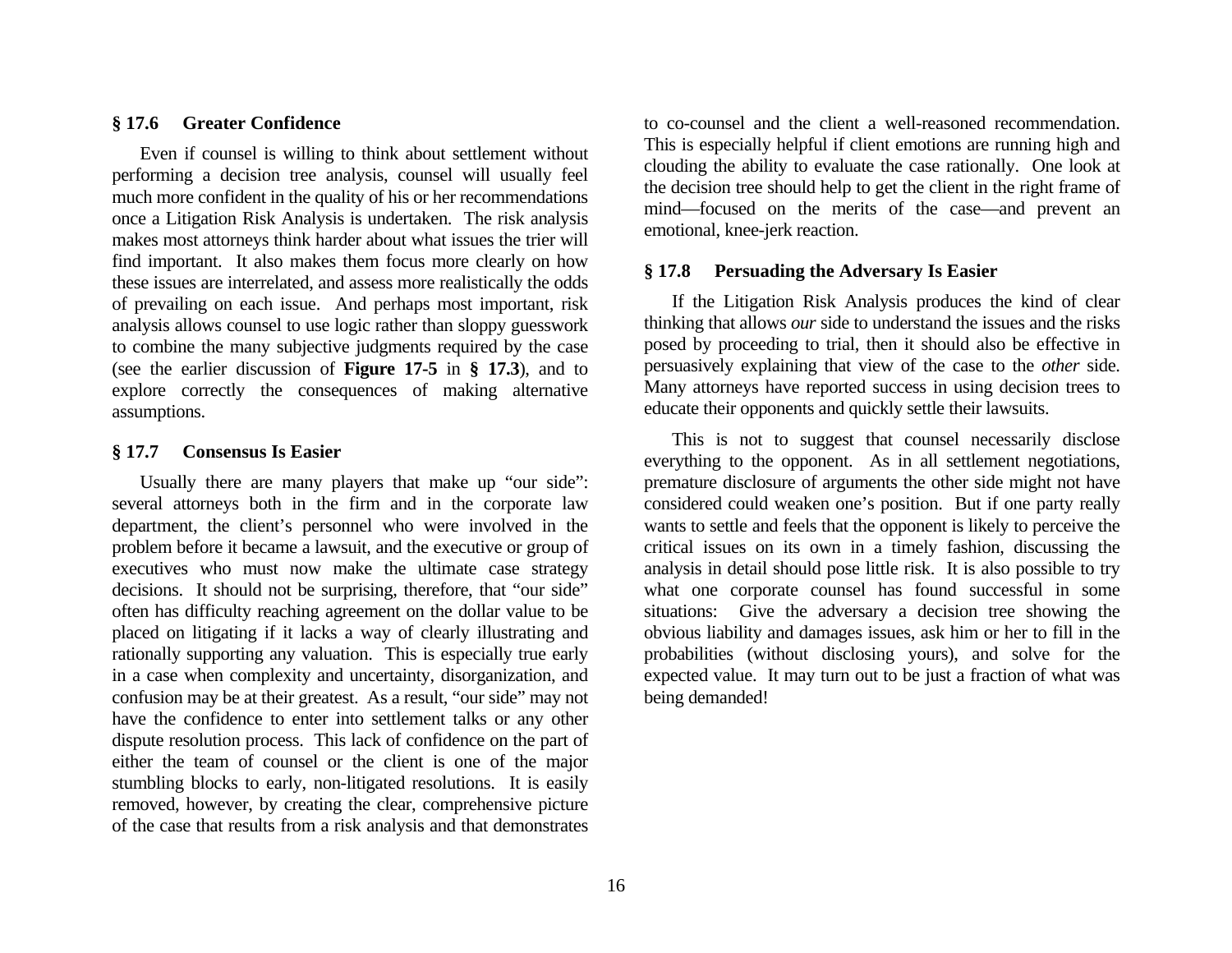## § 17.6 Greater Confidence

Even if counsel is willing to think about settlement without performing a decision tree analysis, counsel will usually feel much more confident in the quality of his or her recommendations once a Litigation Risk Analysis is undertaken. The risk analysis makes most attorneys think harder about what issues the trier will find important. It also makes them focus more clearly on how these issues are interrelated, and assess more realistically the odds of prevailing on each issue. And perhaps most important, risk analysis allows counsel to use logic rather than sloppy guesswork to combine the many subjective judgments required by the case (see the earlier discussion of **Figure 17-5** in **§ 17.3**), and to explore correctly the consequences of making alternative assumptions.

## § 17.7 Consensus Is Easier

Usually there are many players that make up "our side": several attorneys both in the firm and in the corporate law department, the client's personnel who were involved in the problem before it became a lawsuit, and the executive or group of executives who must now make the ultimate case strategy decisions. It should not be surprising, therefore, that "our side" often has difficulty reaching agreement on the dollar value to be placed on litigating if it lacks a way of clearly illustrating and rationally supporting any valuation. This is especially true early in a case when complexity and uncertainty, disorganization, and confusion may be at their greatest. As a result, "our side" may not have the confidence to enter into settlement talks or any other dispute resolution process. This lack of confidence on the part of either the team of counsel or the client is one of the major stumbling blocks to early, non-litigated resolutions. It is easily removed, however, by creating the clear, comprehensive picture of the case that results from a risk analysis and that demonstrates to co-counsel and the client a well-reasoned recommendation. This is especially helpful if client emotions are running high and clouding the ability to evaluate the case rationally. One look at the decision tree should help to get the client in the right frame of mind—focused on the merits of the case—and prevent an emotional, knee-jerk reaction.

## § 17.8 Persuading the Adversary Is Easier

If the Litigation Risk Analysis produces the kind of clear thinking that allows *our* side to understand the issues and the risks posed by proceeding to trial, then it should also be effective in persuasively explaining that view of the case to the *other* side. Many attorneys have reported success in using decision trees to educate their opponents and quickly settle their lawsuits.

This is not to suggest that counsel necessarily disclose everything to the opponent. As in all settlement negotiations, premature disclosure of arguments the other side might not have considered could weaken one's position. But if one party really wants to settle and feels that the opponent is likely to perceive the critical issues on its own in a timely fashion, discussing the analysis in detail should pose little risk. It is also possible to try what one corporate counsel has found successful in some situations: Give the adversary a decision tree showing the obvious liability and damages issues, ask him or her to fill in the probabilities (without disclosing yours), and solve for the expected value. It may turn out to be just a fraction of what was being demanded!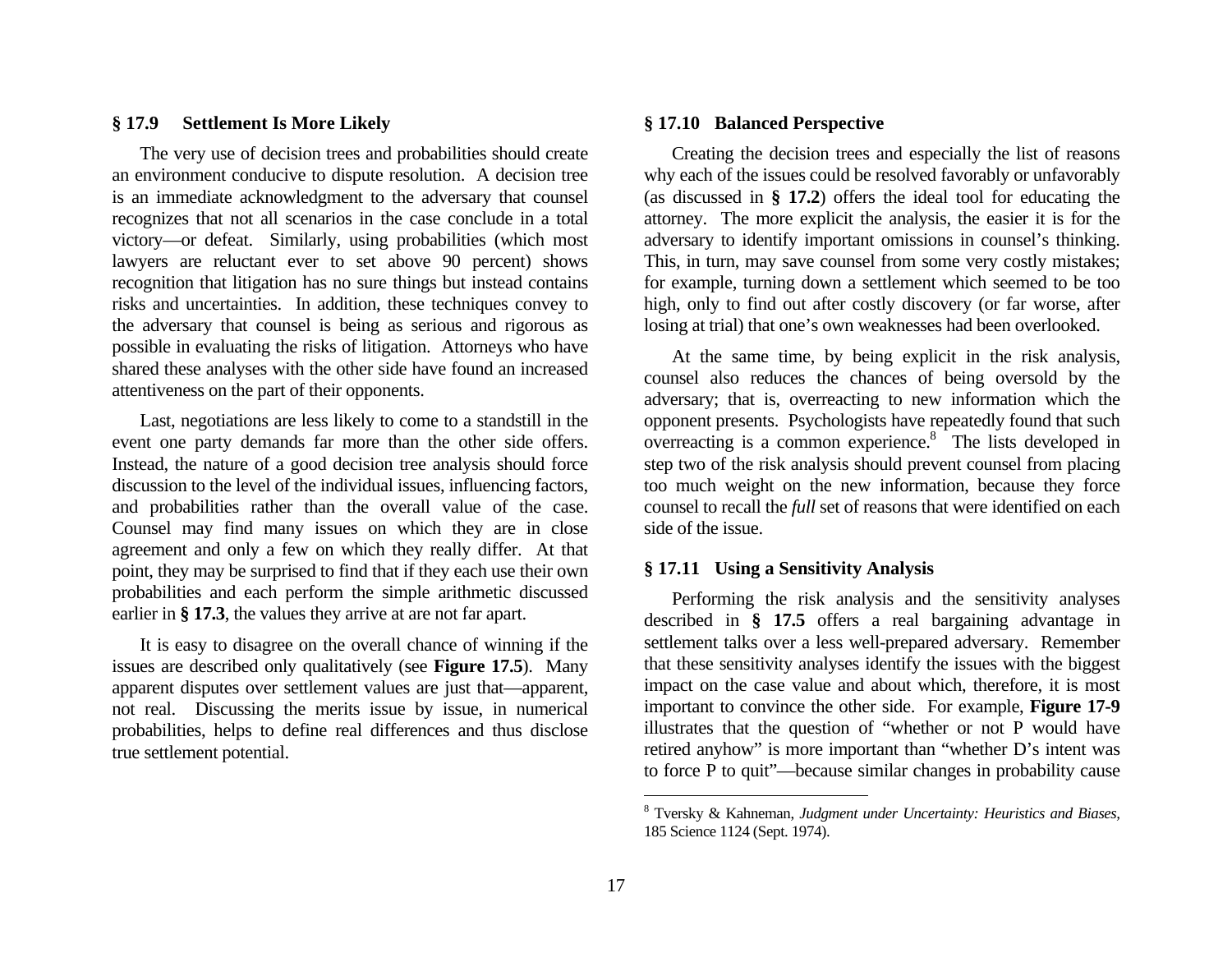## § 17.9 Settlement Is More Likely

The very use of decision trees and probabilities should create an environment conducive to dispute resolution. A decision tree is an immediate acknowledgment to the adversary that counsel recognizes that not all scenarios in the case conclude in a total victory—or defeat. Similarly, using probabilities (which most lawyers are reluctant ever to set above 90 percent) shows recognition that litigation has no sure things but instead contains risks and uncertainties. In addition, these techniques convey to the adversary that counsel is being as serious and rigorous as possible in evaluating the risks of litigation. Attorneys who have shared these analyses with the other side have found an increased attentiveness on the part of their opponents.

Last, negotiations are less likely to come to a standstill in the event one party demands far more than the other side offers. Instead, the nature of a good decision tree analysis should force discussion to the level of the individual issues, influencing factors, and probabilities rather than the overall value of the case. Counsel may find many issues on which they are in close agreement and only a few on which they really differ. At that point, they may be surprised to find that if they each use their own probabilities and each perform the simple arithmetic discussed earlier in **§ 17.3**, the values they arrive at are not far apart.

It is easy to disagree on the overall chance of winning if the issues are described only qualitatively (see **Figure 17.5**). Many apparent disputes over settlement values are just that—apparent, not real. Discussing the merits issue by issue, in numerical probabilities, helps to define real differences and thus disclose true settlement potential.

## § 17.10 Balanced Perspective

Creating the decision trees and especially the list of reasons why each of the issues could be resolved favorably or unfavorably (as discussed in **§ 17.2**) offers the ideal tool for educating the attorney. The more explicit the analysis, the easier it is for the adversary to identify important omissions in counsel's thinking. This, in turn, may save counsel from some very costly mistakes; for example, turning down a settlement which seemed to be too high, only to find out after costly discovery (or far worse, after losing at trial) that one's own weaknesses had been overlooked.

At the same time, by being explicit in the risk analysis, counsel also reduces the chances of being oversold by the adversary; that is, overreacting to new information which the opponent presents. Psychologists have repeatedly found that such overreacting is a common experience.[8] The lists developed in step two of the risk analysis should prevent counsel from placing too much weight on the new information, because they force counsel to recall the *full* set of reasons that were identified on each side of the issue.

## § 17.11 Using a Sensitivity Analysis

Performing the risk analysis and the sensitivity analyses described in **§ 17.5** offers a real bargaining advantage in settlement talks over a less well-prepared adversary. Remember that these sensitivity analyses identify the issues with the biggest impact on the case value and about which, therefore, it is most important to convince the other side. For example, **Figure 17-9** illustrates that the question of "whether or not P would have retired anyhow" is more important than "whether D's intent was to force P to quit"—because similar changes in probability cause

---

[8] Tversky & Kahneman, *Judgment under Uncertainty: Heuristics and Biases*, 185 Science 1124 (Sept. 1974).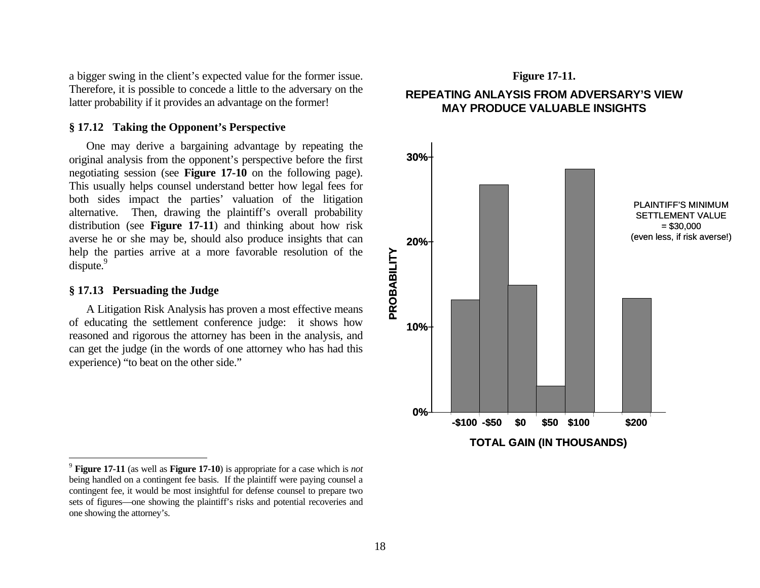a bigger swing in the client's expected value for the former issue. Therefore, it is possible to concede a little to the adversary on the latter probability if it provides an advantage on the former!

### § 17.12 Taking the Opponent's Perspective

One may derive a bargaining advantage by repeating the original analysis from the opponent's perspective before the first negotiating session (see **Figure 17-10** on the following page). This usually helps counsel understand better how legal fees for both sides impact the parties' valuation of the litigation alternative. Then, drawing the plaintiff's overall probability distribution (see **Figure 17-11**) and thinking about how risk averse he or she may be, should also produce insights that can help the parties arrive at a more favorable resolution of the dispute.[9]

### § 17.13 Persuading the Judge

A Litigation Risk Analysis has proven a most effective means of educating the settlement conference judge: it shows how reasoned and rigorous the attorney has been in the analysis, and can get the judge (in the words of one attorney who has had this experience) "to beat on the other side."

**Figure 17-11.**

**REPEATING ANLAYSIS FROM ADVERSARY'S VIEW MAY PRODUCE VALUABLE INSIGHTS**

PROBABILITY

30%
20%
10%
0%

-$100 -$50 $0 $50 $100 $200

TOTAL GAIN (IN THOUSANDS)

PLAINTIFF'S MINIMUM SETTLEMENT VALUE = $30,000 (even less, if risk averse!)

---

[9] **Figure 17-11** (as well as **Figure 17-10**) is appropriate for a case which is *not* being handled on a contingent fee basis. If the plaintiff were paying counsel a contingent fee, it would be most insightful for defense counsel to prepare two sets of figures—one showing the plaintiff's risks and potential recoveries and one showing the attorney's.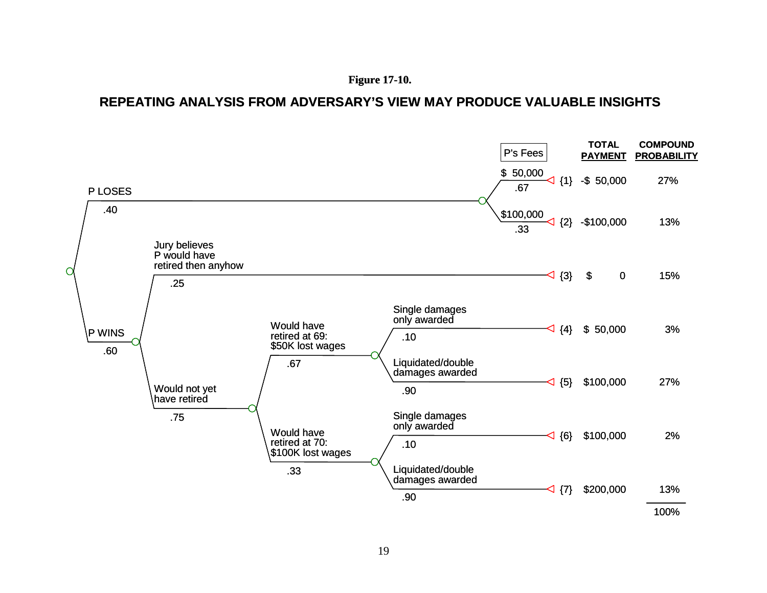**Figure 17-10.**

## REPEATING ANALYSIS FROM ADVERSARY'S VIEW MAY PRODUCE VALUABLE INSIGHTS

| Path | Branches | P's Fees | Outcome | TOTAL PAYMENT | COMPOUND PROBABILITY |
|---|---|---|---|---|---|
| P LOSES (.40) | | $ 50,000 (.67) | {1} | -$ 50,000 | 27% |
| P LOSES (.40) | | $100,000 (.33) | {2} | -$100,000 | 13% |
| P WINS (.60) | Jury believes P would have retired then anyhow (.25) | | {3} | $ 0 | 15% |
| P WINS (.60) | Would not yet have retired (.75) → Would have retired at 69: $50K lost wages (.67) → Single damages only awarded (.10) | | {4} | $ 50,000 | 3% |
| P WINS (.60) | Would not yet have retired (.75) → Would have retired at 69: $50K lost wages (.67) → Liquidated/double damages awarded (.90) | | {5} | $100,000 | 27% |
| P WINS (.60) | Would not yet have retired (.75) → Would have retired at 70: $100K lost wages (.33) → Single damages only awarded (.10) | | {6} | $100,000 | 2% |
| P WINS (.60) | Would not yet have retired (.75) → Would have retired at 70: $100K lost wages (.33) → Liquidated/double damages awarded (.90) | | {7} | $200,000 | 13% |
| | | | | | 100% |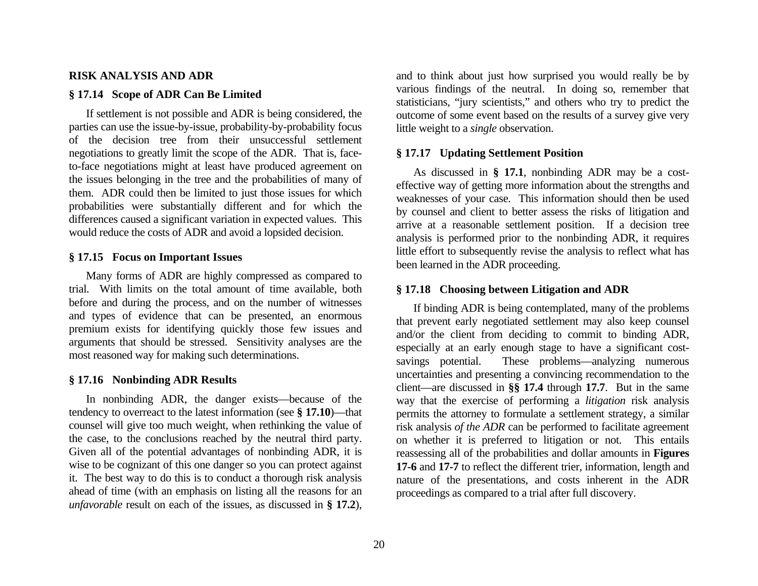## RISK ANALYSIS AND ADR

### § 17.14 Scope of ADR Can Be Limited

If settlement is not possible and ADR is being considered, the parties can use the issue-by-issue, probability-by-probability focus of the decision tree from their unsuccessful settlement negotiations to greatly limit the scope of the ADR. That is, face-to-face negotiations might at least have produced agreement on the issues belonging in the tree and the probabilities of many of them. ADR could then be limited to just those issues for which probabilities were substantially different and for which the differences caused a significant variation in expected values. This would reduce the costs of ADR and avoid a lopsided decision.

### § 17.15 Focus on Important Issues

Many forms of ADR are highly compressed as compared to trial. With limits on the total amount of time available, both before and during the process, and on the number of witnesses and types of evidence that can be presented, an enormous premium exists for identifying quickly those few issues and arguments that should be stressed. Sensitivity analyses are the most reasoned way for making such determinations.

### § 17.16 Nonbinding ADR Results

In nonbinding ADR, the danger exists—because of the tendency to overreact to the latest information (see **§ 17.10**)—that counsel will give too much weight, when rethinking the value of the case, to the conclusions reached by the neutral third party. Given all of the potential advantages of nonbinding ADR, it is wise to be cognizant of this one danger so you can protect against it. The best way to do this is to conduct a thorough risk analysis ahead of time (with an emphasis on listing all the reasons for an *unfavorable* result on each of the issues, as discussed in **§ 17.2**), and to think about just how surprised you would really be by various findings of the neutral. In doing so, remember that statisticians, "jury scientists," and others who try to predict the outcome of some event based on the results of a survey give very little weight to a *single* observation.

### § 17.17 Updating Settlement Position

As discussed in **§ 17.1**, nonbinding ADR may be a cost-effective way of getting more information about the strengths and weaknesses of your case. This information should then be used by counsel and client to better assess the risks of litigation and arrive at a reasonable settlement position. If a decision tree analysis is performed prior to the nonbinding ADR, it requires little effort to subsequently revise the analysis to reflect what has been learned in the ADR proceeding.

### § 17.18 Choosing between Litigation and ADR

If binding ADR is being contemplated, many of the problems that prevent early negotiated settlement may also keep counsel and/or the client from deciding to commit to binding ADR, especially at an early enough stage to have a significant cost-savings potential. These problems—analyzing numerous uncertainties and presenting a convincing recommendation to the client—are discussed in **§§ 17.4** through **17.7**. But in the same way that the exercise of performing a *litigation* risk analysis permits the attorney to formulate a settlement strategy, a similar risk analysis *of the ADR* can be performed to facilitate agreement on whether it is preferred to litigation or not. This entails reassessing all of the probabilities and dollar amounts in **Figures 17-6** and **17-7** to reflect the different trier, information, length and nature of the presentations, and costs inherent in the ADR proceedings as compared to a trial after full discovery.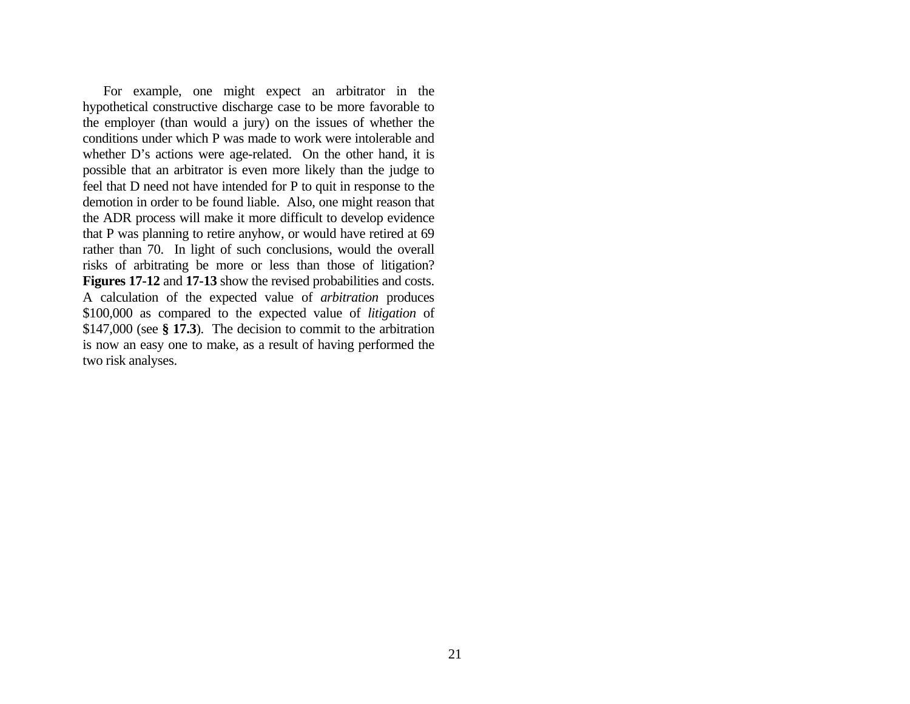For example, one might expect an arbitrator in the hypothetical constructive discharge case to be more favorable to the employer (than would a jury) on the issues of whether the conditions under which P was made to work were intolerable and whether D's actions were age-related. On the other hand, it is possible that an arbitrator is even more likely than the judge to feel that D need not have intended for P to quit in response to the demotion in order to be found liable. Also, one might reason that the ADR process will make it more difficult to develop evidence that P was planning to retire anyhow, or would have retired at 69 rather than 70. In light of such conclusions, would the overall risks of arbitrating be more or less than those of litigation? **Figures 17-12** and **17-13** show the revised probabilities and costs. A calculation of the expected value of *arbitration* produces \$100,000 as compared to the expected value of *litigation* of \$147,000 (see **§ 17.3**). The decision to commit to the arbitration is now an easy one to make, as a result of having performed the two risk analyses.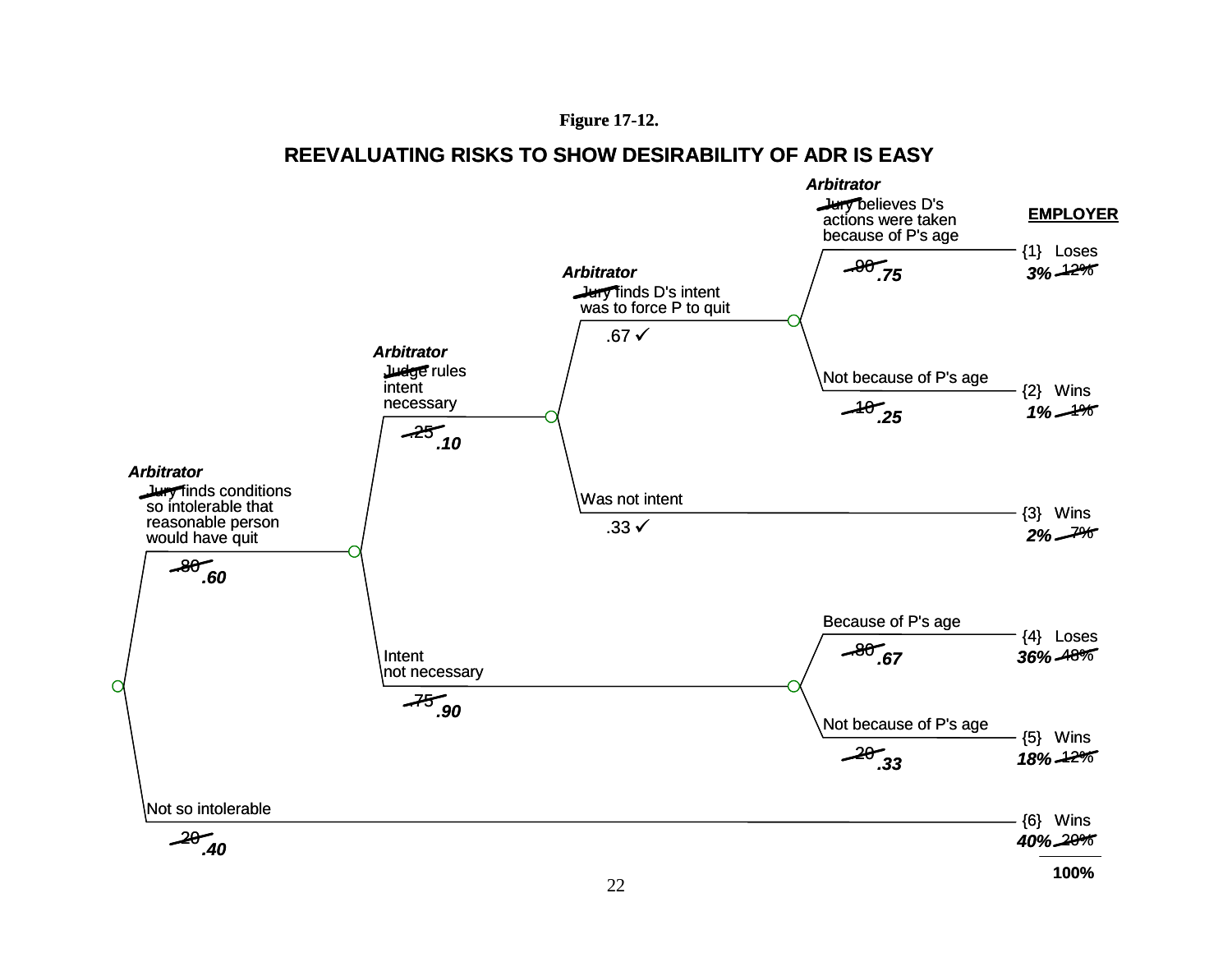**Figure 17-12.**

## REEVALUATING RISKS TO SHOW DESIRABILITY OF ADR IS EASY

**EMPLOYER**

***Arbitrator***
~~Jury~~ finds conditions so intolerable that reasonable person would have quit
~~.80~~ ***.60***

***Arbitrator***
~~Judge~~ rules intent necessary
~~.25~~ ***.10***

***Arbitrator***
~~Jury~~ finds D's intent was to force P to quit
.67 ✓

***Arbitrator***
~~Jury~~ believes D's actions were taken because of P's age
~~.90~~ ***.75***

{1} Loses
***3%*** ~~12%~~

Not because of P's age
~~.10~~ ***.25***

{2} Wins
***1%*** ~~1%~~

Was not intent
.33 ✓

{3} Wins
***2%*** ~~7%~~

Intent not necessary
~~.75~~ ***.90***

Because of P's age
~~.80~~ ***.67***

{4} Loses
***36%*** ~~48%~~

Not because of P's age
~~.20~~ ***.33***

{5} Wins
***18%*** ~~12%~~

Not so intolerable
~~.20~~ ***.40***

{6} Wins
***40%*** ~~20%~~

**100%**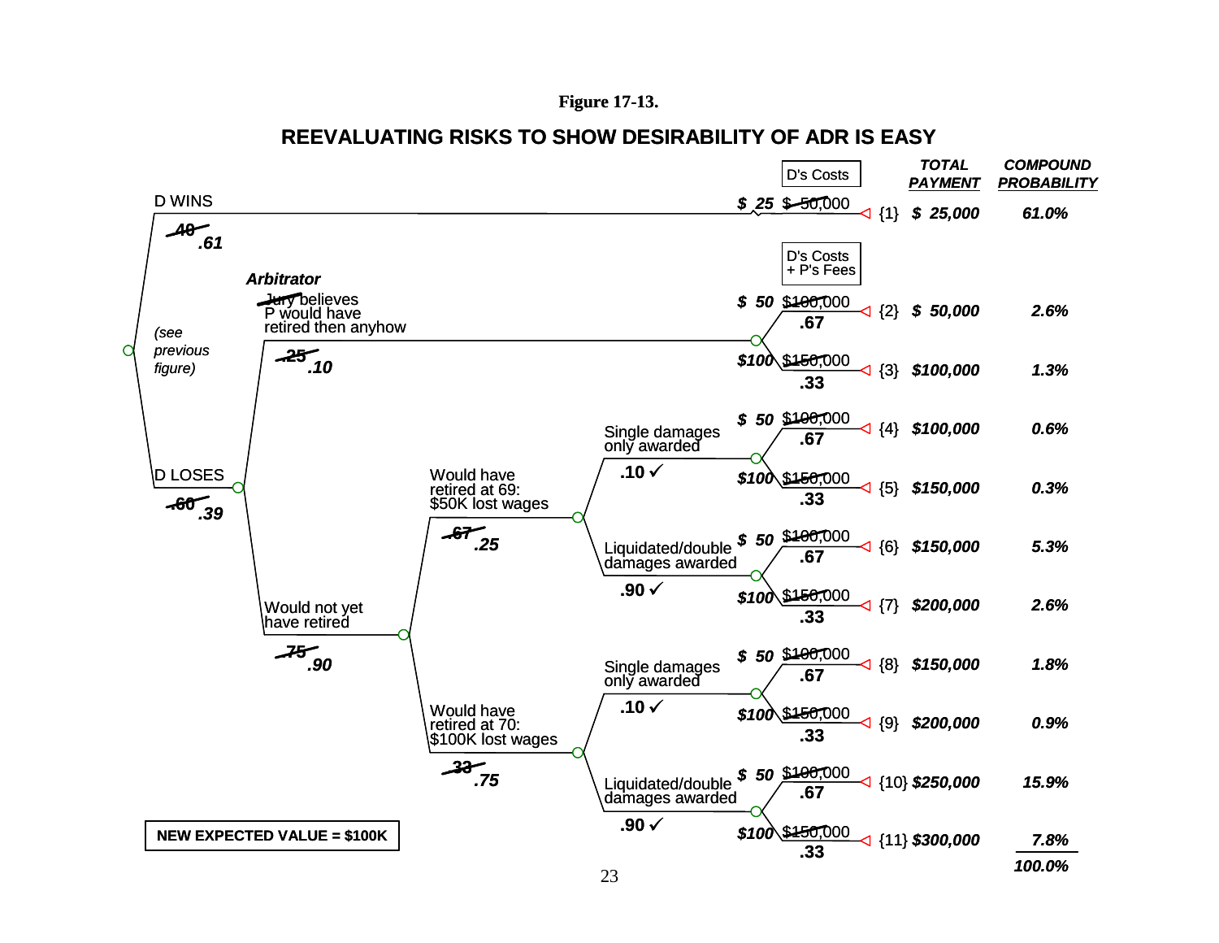**Figure 17-13.**

## REEVALUATING RISKS TO SHOW DESIRABILITY OF ADR IS EASY

D's Costs

TOTAL PAYMENT

COMPOUND PROBABILITY

D WINS

~~.40~~ .61

$ 25 ~~$ 50,000~~ {1} $ 25,000 61.0%

(see previous figure)

D's Costs + P's Fees

**Arbitrator** ~~Jury~~ believes P would have retired then anyhow

~~.25~~ .10

$ 50 ~~$100,000~~ .67 {2} $ 50,000 2.6%

$100 ~~$150,000~~ .33 {3} $100,000 1.3%

D LOSES

~~.60~~ .39

Would not yet have retired

~~.75~~ .90

Would have retired at 69: $50K lost wages

~~.67~~ .25

Single damages only awarded .10 ✓

$ 50 ~~$100,000~~ .67 {4} $100,000 0.6%

$100 ~~$150,000~~ .33 {5} $150,000 0.3%

Liquidated/double damages awarded .90 ✓

$ 50 ~~$100,000~~ .67 {6} $150,000 5.3%

$100 ~~$150,000~~ .33 {7} $200,000 2.6%

Would have retired at 70: $100K lost wages

~~.33~~ .75

Single damages only awarded .10 ✓

$ 50 ~~$100,000~~ .67 {8} $150,000 1.8%

$100 ~~$150,000~~ .33 {9} $200,000 0.9%

Liquidated/double damages awarded .90 ✓

$ 50 ~~$100,000~~ .67 {10} $250,000 15.9%

$100 ~~$150,000~~ .33 {11} $300,000 7.8%

100.0%

**NEW EXPECTED VALUE = $100K**